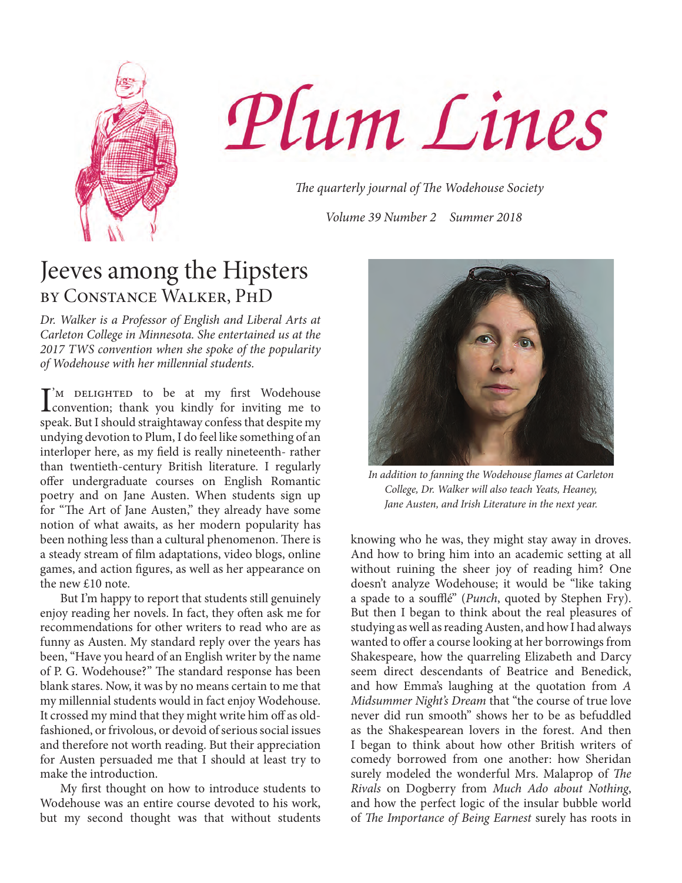# Plum Lines

*The quarterly journal of The Wodehouse Society*

*Volume 39 Number 2 Summer 2018*

## Jeeves among the Hipsters

### by Constance Walker, PhD

*Dr. Walker is a Professor of English and Liberal Arts at Carleton College in Minnesota. She entertained us at the 2017 TWS convention when she spoke of the popularity of Wodehouse with her millennial students.*

I'm delighted to be at my first Wodehouse convention; thank you kindly for inviting me to speak. But I should straightaway confess that despite my undying devotion to Plum, I do feel like something of an interloper here, as my field is really nineteenth- rather than twentieth-century British literature. I regularly offer undergraduate courses on English Romantic poetry and on Jane Austen. When students sign up for "The Art of Jane Austen," they already have some notion of what awaits, as her modern popularity has been nothing less than a cultural phenomenon. There is a steady stream of film adaptations, video blogs, online games, and action figures, as well as her appearance on the new £10 note.

But I'm happy to report that students still genuinely enjoy reading her novels. In fact, they often ask me for recommendations for other writers to read who are as funny as Austen. My standard reply over the years has been, "Have you heard of an English writer by the name of P. G. Wodehouse?" The standard response has been blank stares. Now, it was by no means certain to me that my millennial students would in fact enjoy Wodehouse. It crossed my mind that they might write him off as old-fashioned, or frivolous, or devoid of serious social issues and therefore not worth reading. But their appreciation for Austen persuaded me that I should at least try to make the introduction.

My first thought on how to introduce students to Wodehouse was an entire course devoted to his work, but my second thought was that without students knowing who he was, they might stay away in droves. And how to bring him into an academic setting at all without ruining the sheer joy of reading him? One doesn't analyze Wodehouse; it would be "like taking a spade to a soufflé" (*Punch*, quoted by Stephen Fry). But then I began to think about the real pleasures of studying as well as reading Austen, and how I had always wanted to offer a course looking at her borrowings from Shakespeare, how the quarreling Elizabeth and Darcy seem direct descendants of Beatrice and Benedick, and how Emma's laughing at the quotation from *A Midsummer Night's Dream* that "the course of true love never did run smooth" shows her to be as befuddled as the Shakespearean lovers in the forest. And then I began to think about how other British writers of comedy borrowed from one another: how Sheridan surely modeled the wonderful Mrs. Malaprop of *The Rivals* on Dogberry from *Much Ado about Nothing*, and how the perfect logic of the insular bubble world of *The Importance of Being Earnest* surely has roots in

*In addition to fanning the Wodehouse flames at Carleton College, Dr. Walker will also teach Yeats, Heaney, Jane Austen, and Irish Literature in the next year.*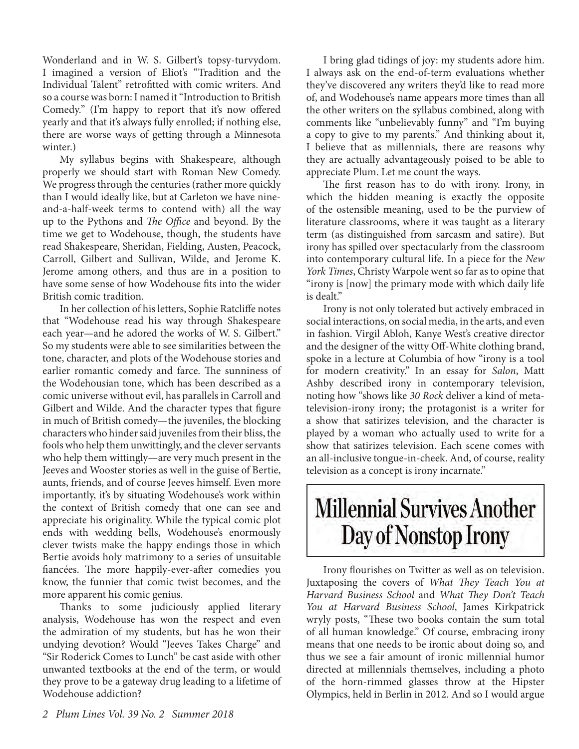Wonderland and in W. S. Gilbert's topsy-turvydom. I imagined a version of Eliot's "Tradition and the Individual Talent" retrofitted with comic writers. And so a course was born: I named it "Introduction to British Comedy." (I'm happy to report that it's now offered yearly and that it's always fully enrolled; if nothing else, there are worse ways of getting through a Minnesota winter.)

My syllabus begins with Shakespeare, although properly we should start with Roman New Comedy. We progress through the centuries (rather more quickly than I would ideally like, but at Carleton we have nine-and-a-half-week terms to contend with) all the way up to the Pythons and *The Office* and beyond. By the time we get to Wodehouse, though, the students have read Shakespeare, Sheridan, Fielding, Austen, Peacock, Carroll, Gilbert and Sullivan, Wilde, and Jerome K. Jerome among others, and thus are in a position to have some sense of how Wodehouse fits into the wider British comic tradition.

In her collection of his letters, Sophie Ratcliffe notes that "Wodehouse read his way through Shakespeare each year—and he adored the works of W. S. Gilbert." So my students were able to see similarities between the tone, character, and plots of the Wodehouse stories and earlier romantic comedy and farce. The sunniness of the Wodehousian tone, which has been described as a comic universe without evil, has parallels in Carroll and Gilbert and Wilde. And the character types that figure in much of British comedy—the juveniles, the blocking characters who hinder said juveniles from their bliss, the fools who help them unwittingly, and the clever servants who help them wittingly—are very much present in the Jeeves and Wooster stories as well in the guise of Bertie, aunts, friends, and of course Jeeves himself. Even more importantly, it's by situating Wodehouse's work within the context of British comedy that one can see and appreciate his originality. While the typical comic plot ends with wedding bells, Wodehouse's enormously clever twists make the happy endings those in which Bertie avoids holy matrimony to a series of unsuitable fiancées. The more happily-ever-after comedies you know, the funnier that comic twist becomes, and the more apparent his comic genius.

Thanks to some judiciously applied literary analysis, Wodehouse has won the respect and even the admiration of my students, but has he won their undying devotion? Would "Jeeves Takes Charge" and "Sir Roderick Comes to Lunch" be cast aside with other unwanted textbooks at the end of the term, or would they prove to be a gateway drug leading to a lifetime of Wodehouse addiction?

I bring glad tidings of joy: my students adore him. I always ask on the end-of-term evaluations whether they've discovered any writers they'd like to read more of, and Wodehouse's name appears more times than all the other writers on the syllabus combined, along with comments like "unbelievably funny" and "I'm buying a copy to give to my parents." And thinking about it, I believe that as millennials, there are reasons why they are actually advantageously poised to be able to appreciate Plum. Let me count the ways.

The first reason has to do with irony. Irony, in which the hidden meaning is exactly the opposite of the ostensible meaning, used to be the purview of literature classrooms, where it was taught as a literary term (as distinguished from sarcasm and satire). But irony has spilled over spectacularly from the classroom into contemporary cultural life. In a piece for the *New York Times*, Christy Warpole went so far as to opine that "irony is [now] the primary mode with which daily life is dealt."

Irony is not only tolerated but actively embraced in social interactions, on social media, in the arts, and even in fashion. Virgil Abloh, Kanye West's creative director and the designer of the witty Off-White clothing brand, spoke in a lecture at Columbia of how "irony is a tool for modern creativity." In an essay for *Salon*, Matt Ashby described irony in contemporary television, noting how "shows like *30 Rock* deliver a kind of meta-television-irony irony; the protagonist is a writer for a show that satirizes television, and the character is played by a woman who actually used to write for a show that satirizes television. Each scene comes with an all-inclusive tongue-in-cheek. And, of course, reality television as a concept is irony incarnate."

**Millennial Survives Another Day of Nonstop Irony**

Irony flourishes on Twitter as well as on television. Juxtaposing the covers of *What They Teach You at Harvard Business School* and *What They Don't Teach You at Harvard Business School*, James Kirkpatrick wryly posts, "These two books contain the sum total of all human knowledge." Of course, embracing irony means that one needs to be ironic about doing so, and thus we see a fair amount of ironic millennial humor directed at millennials themselves, including a photo of the horn-rimmed glasses throw at the Hipster Olympics, held in Berlin in 2012. And so I would argue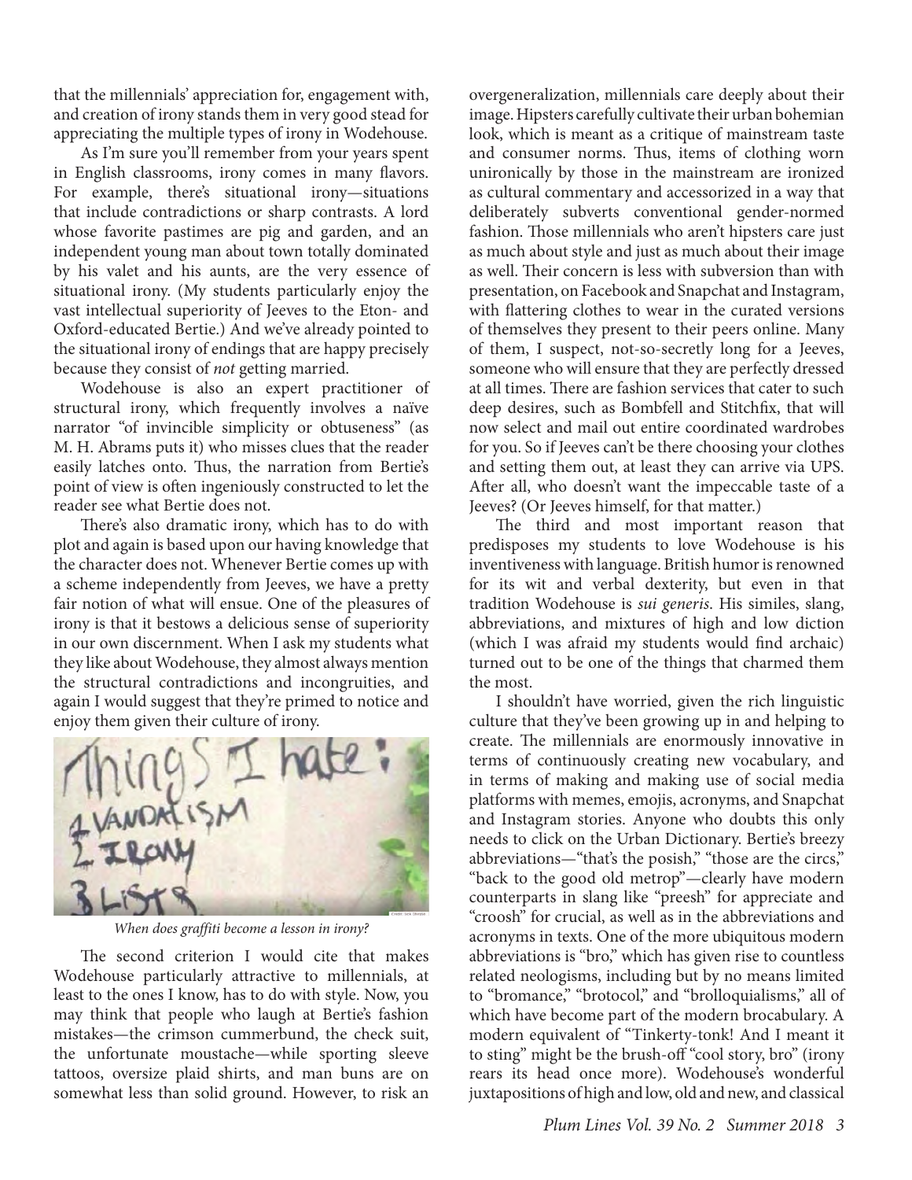that the millennials' appreciation for, engagement with, and creation of irony stands them in very good stead for appreciating the multiple types of irony in Wodehouse.

As I'm sure you'll remember from your years spent in English classrooms, irony comes in many flavors. For example, there's situational irony—situations that include contradictions or sharp contrasts. A lord whose favorite pastimes are pig and garden, and an independent young man about town totally dominated by his valet and his aunts, are the very essence of situational irony. (My students particularly enjoy the vast intellectual superiority of Jeeves to the Eton- and Oxford-educated Bertie.) And we've already pointed to the situational irony of endings that are happy precisely because they consist of *not* getting married.

Wodehouse is also an expert practitioner of structural irony, which frequently involves a naïve narrator "of invincible simplicity or obtuseness" (as M. H. Abrams puts it) who misses clues that the reader easily latches onto. Thus, the narration from Bertie's point of view is often ingeniously constructed to let the reader see what Bertie does not.

There's also dramatic irony, which has to do with plot and again is based upon our having knowledge that the character does not. Whenever Bertie comes up with a scheme independently from Jeeves, we have a pretty fair notion of what will ensue. One of the pleasures of irony is that it bestows a delicious sense of superiority in our own discernment. When I ask my students what they like about Wodehouse, they almost always mention the structural contradictions and incongruities, and again I would suggest that they're primed to notice and enjoy them given their culture of irony.

*When does graffiti become a lesson in irony?*

The second criterion I would cite that makes Wodehouse particularly attractive to millennials, at least to the ones I know, has to do with style. Now, you may think that people who laugh at Bertie's fashion mistakes—the crimson cummerbund, the check suit, the unfortunate moustache—while sporting sleeve tattoos, oversize plaid shirts, and man buns are on somewhat less than solid ground. However, to risk an overgeneralization, millennials care deeply about their image. Hipsters carefully cultivate their urban bohemian look, which is meant as a critique of mainstream taste and consumer norms. Thus, items of clothing worn unironically by those in the mainstream are ironized as cultural commentary and accessorized in a way that deliberately subverts conventional gender-normed fashion. Those millennials who aren't hipsters care just as much about style and just as much about their image as well. Their concern is less with subversion than with presentation, on Facebook and Snapchat and Instagram, with flattering clothes to wear in the curated versions of themselves they present to their peers online. Many of them, I suspect, not-so-secretly long for a Jeeves, someone who will ensure that they are perfectly dressed at all times. There are fashion services that cater to such deep desires, such as Bombfell and Stitchfix, that will now select and mail out entire coordinated wardrobes for you. So if Jeeves can't be there choosing your clothes and setting them out, at least they can arrive via UPS. After all, who doesn't want the impeccable taste of a Jeeves? (Or Jeeves himself, for that matter.)

The third and most important reason that predisposes my students to love Wodehouse is his inventiveness with language. British humor is renowned for its wit and verbal dexterity, but even in that tradition Wodehouse is *sui generis*. His similes, slang, abbreviations, and mixtures of high and low diction (which I was afraid my students would find archaic) turned out to be one of the things that charmed them the most.

I shouldn't have worried, given the rich linguistic culture that they've been growing up in and helping to create. The millennials are enormously innovative in terms of continuously creating new vocabulary, and in terms of making and making use of social media platforms with memes, emojis, acronyms, and Snapchat and Instagram stories. Anyone who doubts this only needs to click on the Urban Dictionary. Bertie's breezy abbreviations—"that's the posish," "those are the circs," "back to the good old metrop"—clearly have modern counterparts in slang like "preesh" for appreciate and "croosh" for crucial, as well as in the abbreviations and acronyms in texts. One of the more ubiquitous modern abbreviations is "bro," which has given rise to countless related neologisms, including but by no means limited to "bromance," "brotocol," and "brolloquialisms," all of which have become part of the modern brocabulary. A modern equivalent of "Tinkerty-tonk! And I meant it to sting" might be the brush-off "cool story, bro" (irony rears its head once more). Wodehouse's wonderful juxtapositions of high and low, old and new, and classical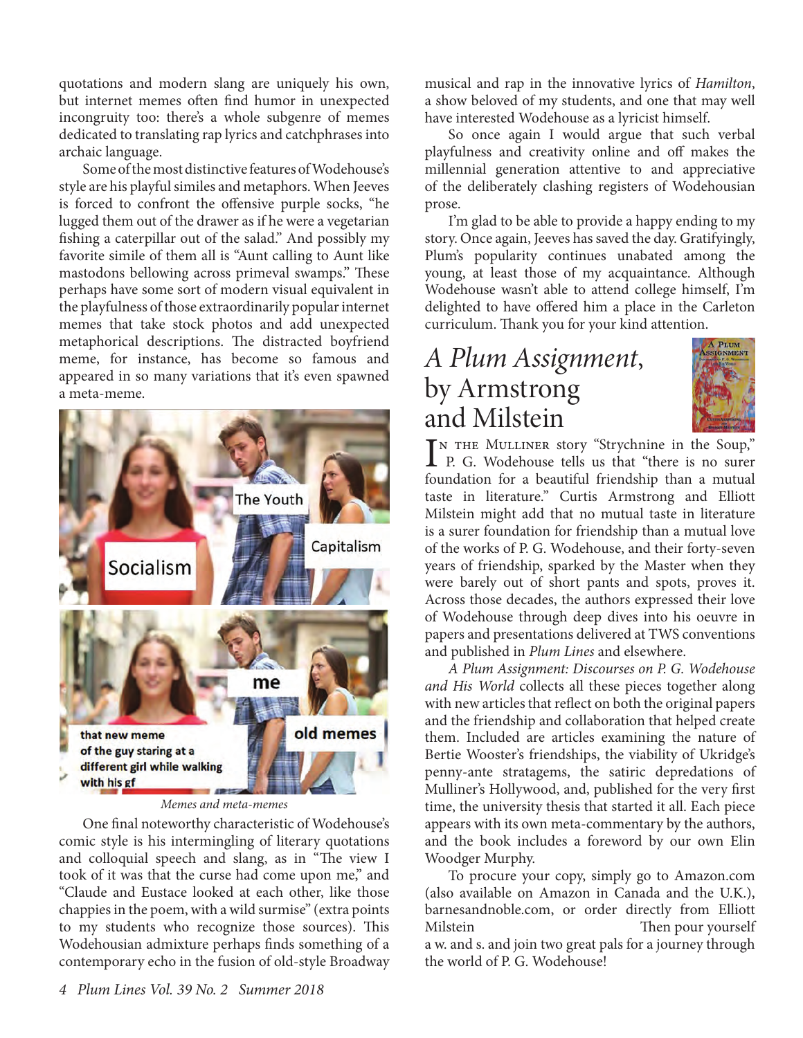quotations and modern slang are uniquely his own, but internet memes often find humor in unexpected incongruity too: there's a whole subgenre of memes dedicated to translating rap lyrics and catchphrases into archaic language.

Some of the most distinctive features of Wodehouse's style are his playful similes and metaphors. When Jeeves is forced to confront the offensive purple socks, "he lugged them out of the drawer as if he were a vegetarian fishing a caterpillar out of the salad." And possibly my favorite simile of them all is "Aunt calling to Aunt like mastodons bellowing across primeval swamps." These perhaps have some sort of modern visual equivalent in the playfulness of those extraordinarily popular internet memes that take stock photos and add unexpected metaphorical descriptions. The distracted boyfriend meme, for instance, has become so famous and appeared in so many variations that it's even spawned a meta-meme.

*Memes and meta-memes*

One final noteworthy characteristic of Wodehouse's comic style is his intermingling of literary quotations and colloquial speech and slang, as in "The view I took of it was that the curse had come upon me," and "Claude and Eustace looked at each other, like those chappies in the poem, with a wild surmise" (extra points to my students who recognize those sources). This Wodehousian admixture perhaps finds something of a contemporary echo in the fusion of old-style Broadway musical and rap in the innovative lyrics of *Hamilton*, a show beloved of my students, and one that may well have interested Wodehouse as a lyricist himself.

So once again I would argue that such verbal playfulness and creativity online and off makes the millennial generation attentive to and appreciative of the deliberately clashing registers of Wodehousian prose.

I'm glad to be able to provide a happy ending to my story. Once again, Jeeves has saved the day. Gratifyingly, Plum's popularity continues unabated among the young, at least those of my acquaintance. Although Wodehouse wasn't able to attend college himself, I'm delighted to have offered him a place in the Carleton curriculum. Thank you for your kind attention.

## *A Plum Assignment*, by Armstrong and Milstein

In the Mulliner story "Strychnine in the Soup," P. G. Wodehouse tells us that "there is no surer foundation for a beautiful friendship than a mutual taste in literature." Curtis Armstrong and Elliott Milstein might add that no mutual taste in literature is a surer foundation for friendship than a mutual love of the works of P. G. Wodehouse, and their forty-seven years of friendship, sparked by the Master when they were barely out of short pants and spots, proves it. Across those decades, the authors expressed their love of Wodehouse through deep dives into his oeuvre in papers and presentations delivered at TWS conventions and published in *Plum Lines* and elsewhere.

*A Plum Assignment: Discourses on P. G. Wodehouse and His World* collects all these pieces together along with new articles that reflect on both the original papers and the friendship and collaboration that helped create them. Included are articles examining the nature of Bertie Wooster's friendships, the viability of Ukridge's penny-ante stratagems, the satiric depredations of Mulliner's Hollywood, and, published for the very first time, the university thesis that started it all. Each piece appears with its own meta-commentary by the authors, and the book includes a foreword by our own Elin Woodger Murphy.

To procure your copy, simply go to Amazon.com (also available on Amazon in Canada and the U.K.), barnesandnoble.com, or order directly from Elliott Milstein Then pour yourself a w. and s. and join two great pals for a journey through the world of P. G. Wodehouse!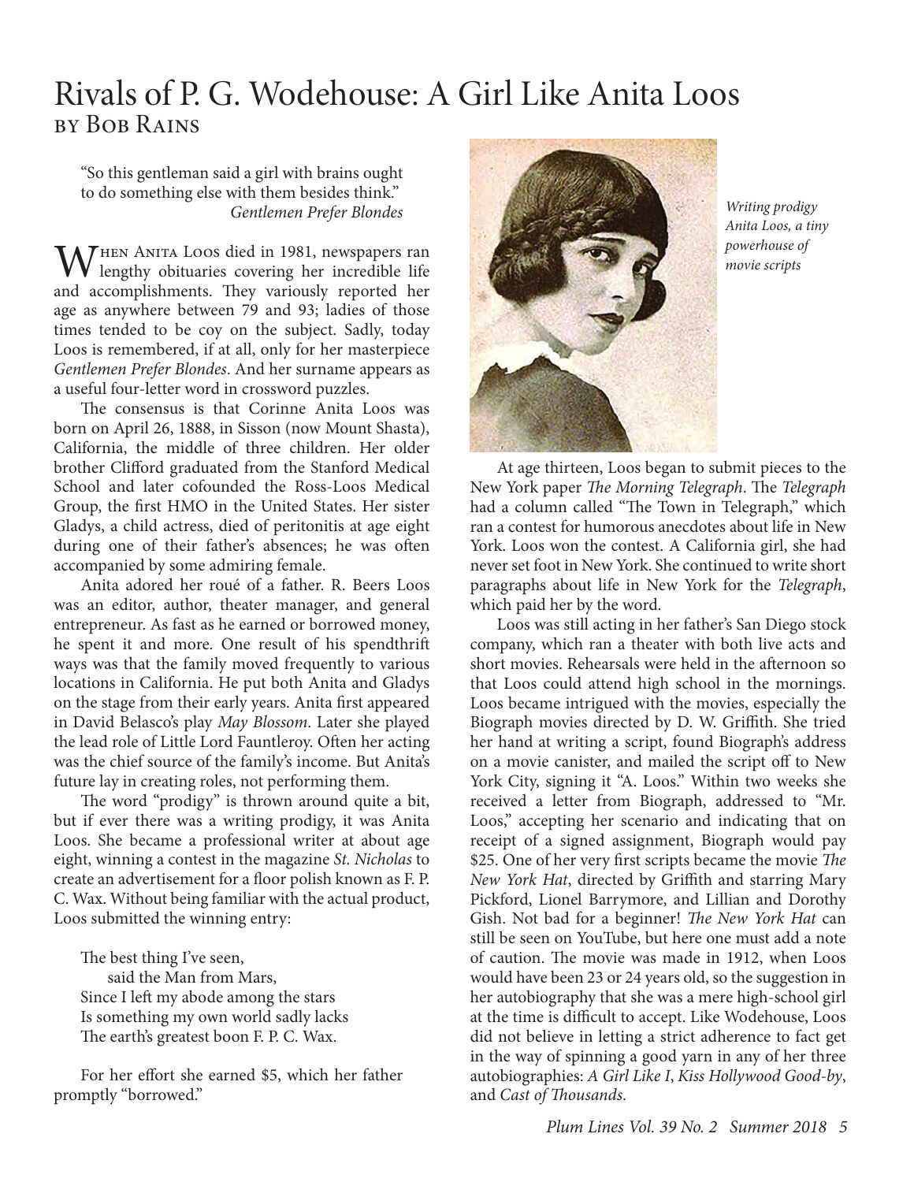# Rivals of P. G. Wodehouse: A Girl Like Anita Loos

by Bob Rains

> "So this gentleman said a girl with brains ought to do something else with them besides think."
> *Gentlemen Prefer Blondes*

When Anita Loos died in 1981, newspapers ran lengthy obituaries covering her incredible life and accomplishments. They variously reported her age as anywhere between 79 and 93; ladies of those times tended to be coy on the subject. Sadly, today Loos is remembered, if at all, only for her masterpiece *Gentlemen Prefer Blondes*. And her surname appears as a useful four-letter word in crossword puzzles.

The consensus is that Corinne Anita Loos was born on April 26, 1888, in Sisson (now Mount Shasta), California, the middle of three children. Her older brother Clifford graduated from the Stanford Medical School and later cofounded the Ross-Loos Medical Group, the first HMO in the United States. Her sister Gladys, a child actress, died of peritonitis at age eight during one of their father's absences; he was often accompanied by some admiring female.

Anita adored her roué of a father. R. Beers Loos was an editor, author, theater manager, and general entrepreneur. As fast as he earned or borrowed money, he spent it and more. One result of his spendthrift ways was that the family moved frequently to various locations in California. He put both Anita and Gladys on the stage from their early years. Anita first appeared in David Belasco's play *May Blossom*. Later she played the lead role of Little Lord Fauntleroy. Often her acting was the chief source of the family's income. But Anita's future lay in creating roles, not performing them.

The word "prodigy" is thrown around quite a bit, but if ever there was a writing prodigy, it was Anita Loos. She became a professional writer at about age eight, winning a contest in the magazine *St. Nicholas* to create an advertisement for a floor polish known as F. P. C. Wax. Without being familiar with the actual product, Loos submitted the winning entry:

> The best thing I've seen,
> said the Man from Mars,
> Since I left my abode among the stars
> Is something my own world sadly lacks
> The earth's greatest boon F. P. C. Wax.

For her effort she earned $5, which her father promptly "borrowed."

*Writing prodigy Anita Loos, a tiny powerhouse of movie scripts*

At age thirteen, Loos began to submit pieces to the New York paper *The Morning Telegraph*. The *Telegraph* had a column called "The Town in Telegraph," which ran a contest for humorous anecdotes about life in New York. Loos won the contest. A California girl, she had never set foot in New York. She continued to write short paragraphs about life in New York for the *Telegraph*, which paid her by the word.

Loos was still acting in her father's San Diego stock company, which ran a theater with both live acts and short movies. Rehearsals were held in the afternoon so that Loos could attend high school in the mornings. Loos became intrigued with the movies, especially the Biograph movies directed by D. W. Griffith. She tried her hand at writing a script, found Biograph's address on a movie canister, and mailed the script off to New York City, signing it "A. Loos." Within two weeks she received a letter from Biograph, addressed to "Mr. Loos," accepting her scenario and indicating that on receipt of a signed assignment, Biograph would pay $25. One of her very first scripts became the movie *The New York Hat*, directed by Griffith and starring Mary Pickford, Lionel Barrymore, and Lillian and Dorothy Gish. Not bad for a beginner! *The New York Hat* can still be seen on YouTube, but here one must add a note of caution. The movie was made in 1912, when Loos would have been 23 or 24 years old, so the suggestion in her autobiography that she was a mere high-school girl at the time is difficult to accept. Like Wodehouse, Loos did not believe in letting a strict adherence to fact get in the way of spinning a good yarn in any of her three autobiographies: *A Girl Like I*, *Kiss Hollywood Good-by*, and *Cast of Thousands*.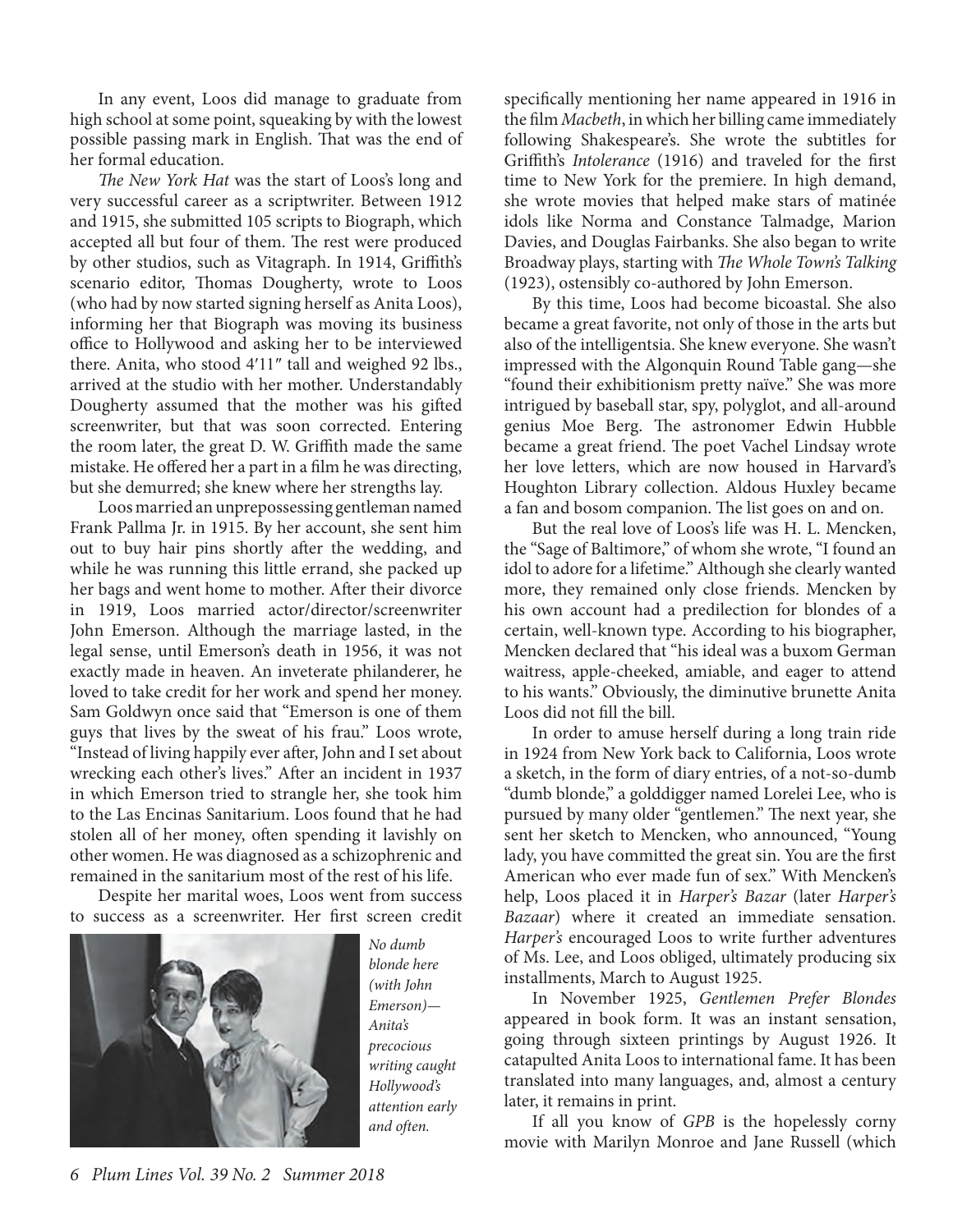In any event, Loos did manage to graduate from high school at some point, squeaking by with the lowest possible passing mark in English. That was the end of her formal education.

*The New York Hat* was the start of Loos's long and very successful career as a scriptwriter. Between 1912 and 1915, she submitted 105 scripts to Biograph, which accepted all but four of them. The rest were produced by other studios, such as Vitagraph. In 1914, Griffith's scenario editor, Thomas Dougherty, wrote to Loos (who had by now started signing herself as Anita Loos), informing her that Biograph was moving its business office to Hollywood and asking her to be interviewed there. Anita, who stood 4′11″ tall and weighed 92 lbs., arrived at the studio with her mother. Understandably Dougherty assumed that the mother was his gifted screenwriter, but that was soon corrected. Entering the room later, the great D. W. Griffith made the same mistake. He offered her a part in a film he was directing, but she demurred; she knew where her strengths lay.

Loos married an unprepossessing gentleman named Frank Pallma Jr. in 1915. By her account, she sent him out to buy hair pins shortly after the wedding, and while he was running this little errand, she packed up her bags and went home to mother. After their divorce in 1919, Loos married actor/director/screenwriter John Emerson. Although the marriage lasted, in the legal sense, until Emerson's death in 1956, it was not exactly made in heaven. An inveterate philanderer, he loved to take credit for her work and spend her money. Sam Goldwyn once said that "Emerson is one of them guys that lives by the sweat of his frau." Loos wrote, "Instead of living happily ever after, John and I set about wrecking each other's lives." After an incident in 1937 in which Emerson tried to strangle her, she took him to the Las Encinas Sanitarium. Loos found that he had stolen all of her money, often spending it lavishly on other women. He was diagnosed as a schizophrenic and remained in the sanitarium most of the rest of his life.

Despite her marital woes, Loos went from success to success as a screenwriter. Her first screen credit specifically mentioning her name appeared in 1916 in the film *Macbeth*, in which her billing came immediately following Shakespeare's. She wrote the subtitles for Griffith's *Intolerance* (1916) and traveled for the first time to New York for the premiere. In high demand, she wrote movies that helped make stars of matinée idols like Norma and Constance Talmadge, Marion Davies, and Douglas Fairbanks. She also began to write Broadway plays, starting with *The Whole Town's Talking* (1923), ostensibly co-authored by John Emerson.

*No dumb blonde here (with John Emerson)—Anita's precocious writing caught Hollywood's attention early and often.*

By this time, Loos had become bicoastal. She also became a great favorite, not only of those in the arts but also of the intelligentsia. She knew everyone. She wasn't impressed with the Algonquin Round Table gang—she "found their exhibitionism pretty naïve." She was more intrigued by baseball star, spy, polyglot, and all-around genius Moe Berg. The astronomer Edwin Hubble became a great friend. The poet Vachel Lindsay wrote her love letters, which are now housed in Harvard's Houghton Library collection. Aldous Huxley became a fan and bosom companion. The list goes on and on.

But the real love of Loos's life was H. L. Mencken, the "Sage of Baltimore," of whom she wrote, "I found an idol to adore for a lifetime." Although she clearly wanted more, they remained only close friends. Mencken by his own account had a predilection for blondes of a certain, well-known type. According to his biographer, Mencken declared that "his ideal was a buxom German waitress, apple-cheeked, amiable, and eager to attend to his wants." Obviously, the diminutive brunette Anita Loos did not fill the bill.

In order to amuse herself during a long train ride in 1924 from New York back to California, Loos wrote a sketch, in the form of diary entries, of a not-so-dumb "dumb blonde," a golddigger named Lorelei Lee, who is pursued by many older "gentlemen." The next year, she sent her sketch to Mencken, who announced, "Young lady, you have committed the great sin. You are the first American who ever made fun of sex." With Mencken's help, Loos placed it in *Harper's Bazar* (later *Harper's Bazaar*) where it created an immediate sensation. *Harper's* encouraged Loos to write further adventures of Ms. Lee, and Loos obliged, ultimately producing six installments, March to August 1925.

In November 1925, *Gentlemen Prefer Blondes* appeared in book form. It was an instant sensation, going through sixteen printings by August 1926. It catapulted Anita Loos to international fame. It has been translated into many languages, and, almost a century later, it remains in print.

If all you know of *GPB* is the hopelessly corny movie with Marilyn Monroe and Jane Russell (which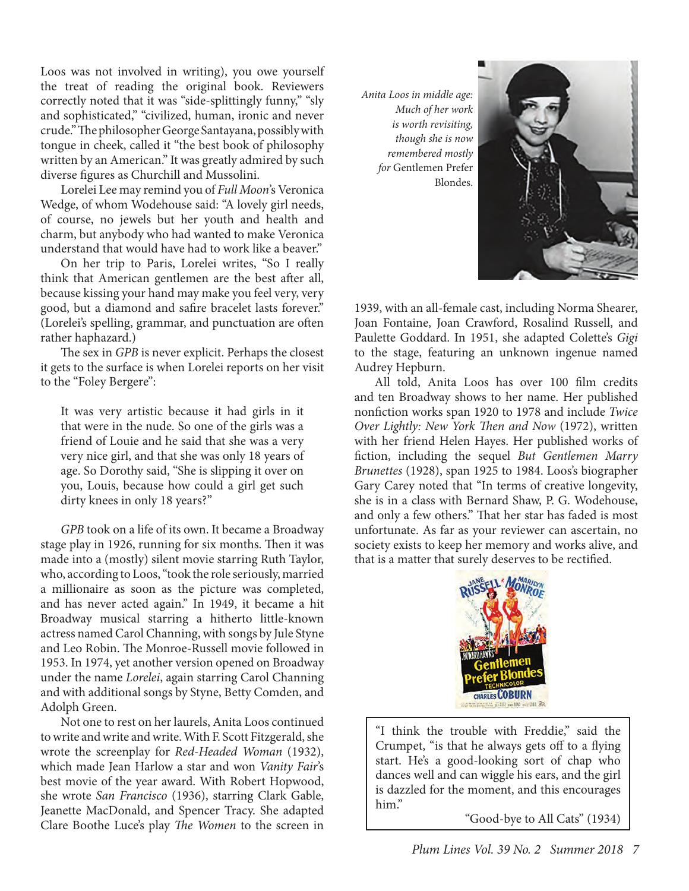Loos was not involved in writing), you owe yourself the treat of reading the original book. Reviewers correctly noted that it was "side-splittingly funny," "sly and sophisticated," "civilized, human, ironic and never crude." The philosopher George Santayana, possibly with tongue in cheek, called it "the best book of philosophy written by an American." It was greatly admired by such diverse figures as Churchill and Mussolini.

Lorelei Lee may remind you of *Full Moon*'s Veronica Wedge, of whom Wodehouse said: "A lovely girl needs, of course, no jewels but her youth and health and charm, but anybody who had wanted to make Veronica understand that would have had to work like a beaver."

On her trip to Paris, Lorelei writes, "So I really think that American gentlemen are the best after all, because kissing your hand may make you feel very, very good, but a diamond and safire bracelet lasts forever." (Lorelei's spelling, grammar, and punctuation are often rather haphazard.)

The sex in *GPB* is never explicit. Perhaps the closest it gets to the surface is when Lorelei reports on her visit to the "Foley Bergere":

> It was very artistic because it had girls in it that were in the nude. So one of the girls was a friend of Louie and he said that she was a very very nice girl, and that she was only 18 years of age. So Dorothy said, "She is slipping it over on you, Louis, because how could a girl get such dirty knees in only 18 years?"

*GPB* took on a life of its own. It became a Broadway stage play in 1926, running for six months. Then it was made into a (mostly) silent movie starring Ruth Taylor, who, according to Loos, "took the role seriously, married a millionaire as soon as the picture was completed, and has never acted again." In 1949, it became a hit Broadway musical starring a hitherto little-known actress named Carol Channing, with songs by Jule Styne and Leo Robin. The Monroe-Russell movie followed in 1953. In 1974, yet another version opened on Broadway under the name *Lorelei*, again starring Carol Channing and with additional songs by Styne, Betty Comden, and Adolph Green.

Not one to rest on her laurels, Anita Loos continued to write and write and write. With F. Scott Fitzgerald, she wrote the screenplay for *Red-Headed Woman* (1932), which made Jean Harlow a star and won *Vanity Fair*'s best movie of the year award. With Robert Hopwood, she wrote *San Francisco* (1936), starring Clark Gable, Jeanette MacDonald, and Spencer Tracy. She adapted Clare Boothe Luce's play *The Women* to the screen in 1939, with an all-female cast, including Norma Shearer, Joan Fontaine, Joan Crawford, Rosalind Russell, and Paulette Goddard. In 1951, she adapted Colette's *Gigi* to the stage, featuring an unknown ingenue named Audrey Hepburn.

*Anita Loos in middle age: Much of her work is worth revisiting, though she is now remembered mostly for* Gentlemen Prefer Blondes.

All told, Anita Loos has over 100 film credits and ten Broadway shows to her name. Her published nonfiction works span 1920 to 1978 and include *Twice Over Lightly: New York Then and Now* (1972), written with her friend Helen Hayes. Her published works of fiction, including the sequel *But Gentlemen Marry Brunettes* (1928), span 1925 to 1984. Loos's biographer Gary Carey noted that "In terms of creative longevity, she is in a class with Bernard Shaw, P. G. Wodehouse, and only a few others." That her star has faded is most unfortunate. As far as your reviewer can ascertain, no society exists to keep her memory and works alive, and that is a matter that surely deserves to be rectified.

> "I think the trouble with Freddie," said the Crumpet, "is that he always gets off to a flying start. He's a good-looking sort of chap who dances well and can wiggle his ears, and the girl is dazzled for the moment, and this encourages him."
>
> "Good-bye to All Cats" (1934)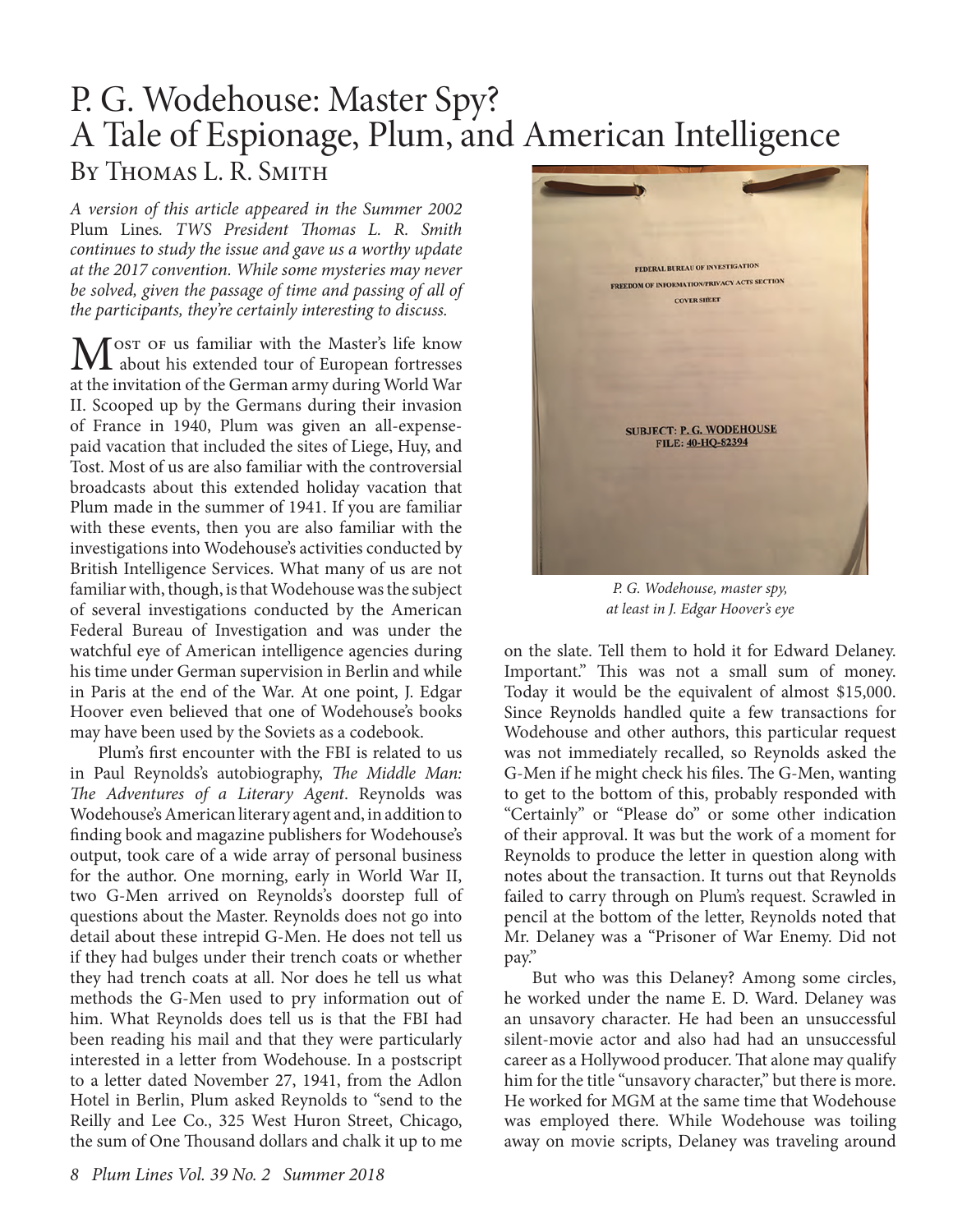# P. G. Wodehouse: Master Spy?
# A Tale of Espionage, Plum, and American Intelligence

## By Thomas L. R. Smith

*A version of this article appeared in the Summer 2002* Plum Lines*. TWS President Thomas L. R. Smith continues to study the issue and gave us a worthy update at the 2017 convention. While some mysteries may never be solved, given the passage of time and passing of all of the participants, they're certainly interesting to discuss.*

Most of us familiar with the Master's life know about his extended tour of European fortresses at the invitation of the German army during World War II. Scooped up by the Germans during their invasion of France in 1940, Plum was given an all-expense-paid vacation that included the sites of Liege, Huy, and Tost. Most of us are also familiar with the controversial broadcasts about this extended holiday vacation that Plum made in the summer of 1941. If you are familiar with these events, then you are also familiar with the investigations into Wodehouse's activities conducted by British Intelligence Services. What many of us are not familiar with, though, is that Wodehouse was the subject of several investigations conducted by the American Federal Bureau of Investigation and was under the watchful eye of American intelligence agencies during his time under German supervision in Berlin and while in Paris at the end of the War. At one point, J. Edgar Hoover even believed that one of Wodehouse's books may have been used by the Soviets as a codebook.

Plum's first encounter with the FBI is related to us in Paul Reynolds's autobiography, *The Middle Man: The Adventures of a Literary Agent*. Reynolds was Wodehouse's American literary agent and, in addition to finding book and magazine publishers for Wodehouse's output, took care of a wide array of personal business for the author. One morning, early in World War II, two G-Men arrived on Reynolds's doorstep full of questions about the Master. Reynolds does not go into detail about these intrepid G-Men. He does not tell us if they had bulges under their trench coats or whether they had trench coats at all. Nor does he tell us what methods the G-Men used to pry information out of him. What Reynolds does tell us is that the FBI had been reading his mail and that they were particularly interested in a letter from Wodehouse. In a postscript to a letter dated November 27, 1941, from the Adlon Hotel in Berlin, Plum asked Reynolds to "send to the Reilly and Lee Co., 325 West Huron Street, Chicago, the sum of One Thousand dollars and chalk it up to me on the slate. Tell them to hold it for Edward Delaney. Important." This was not a small sum of money. Today it would be the equivalent of almost $15,000. Since Reynolds handled quite a few transactions for Wodehouse and other authors, this particular request was not immediately recalled, so Reynolds asked the G-Men if he might check his files. The G-Men, wanting to get to the bottom of this, probably responded with "Certainly" or "Please do" or some other indication of their approval. It was but the work of a moment for Reynolds to produce the letter in question along with notes about the transaction. It turns out that Reynolds failed to carry through on Plum's request. Scrawled in pencil at the bottom of the letter, Reynolds noted that Mr. Delaney was a "Prisoner of War Enemy. Did not pay."

*P. G. Wodehouse, master spy, at least in J. Edgar Hoover's eye*

But who was this Delaney? Among some circles, he worked under the name E. D. Ward. Delaney was an unsavory character. He had been an unsuccessful silent-movie actor and also had had an unsuccessful career as a Hollywood producer. That alone may qualify him for the title "unsavory character," but there is more. He worked for MGM at the same time that Wodehouse was employed there. While Wodehouse was toiling away on movie scripts, Delaney was traveling around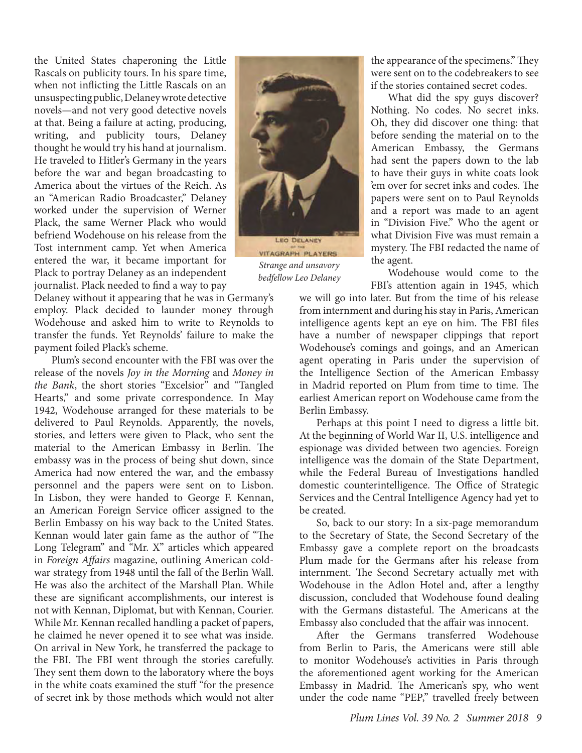the United States chaperoning the Little Rascals on publicity tours. In his spare time, when not inflicting the Little Rascals on an unsuspecting public, Delaney wrote detective novels—and not very good detective novels at that. Being a failure at acting, producing, writing, and publicity tours, Delaney thought he would try his hand at journalism. He traveled to Hitler's Germany in the years before the war and began broadcasting to America about the virtues of the Reich. As an "American Radio Broadcaster," Delaney worked under the supervision of Werner Plack, the same Werner Plack who would befriend Wodehouse on his release from the Tost internment camp. Yet when America entered the war, it became important for Plack to portray Delaney as an independent journalist. Plack needed to find a way to pay Delaney without it appearing that he was in Germany's employ. Plack decided to launder money through Wodehouse and asked him to write to Reynolds to transfer the funds. Yet Reynolds' failure to make the payment foiled Plack's scheme.

*Strange and unsavory bedfellow Leo Delaney*

Plum's second encounter with the FBI was over the release of the novels *Joy in the Morning* and *Money in the Bank*, the short stories "Excelsior" and "Tangled Hearts," and some private correspondence. In May 1942, Wodehouse arranged for these materials to be delivered to Paul Reynolds. Apparently, the novels, stories, and letters were given to Plack, who sent the material to the American Embassy in Berlin. The embassy was in the process of being shut down, since America had now entered the war, and the embassy personnel and the papers were sent on to Lisbon. In Lisbon, they were handed to George F. Kennan, an American Foreign Service officer assigned to the Berlin Embassy on his way back to the United States. Kennan would later gain fame as the author of "The Long Telegram" and "Mr. X" articles which appeared in *Foreign Affairs* magazine, outlining American cold-war strategy from 1948 until the fall of the Berlin Wall. He was also the architect of the Marshall Plan. While these are significant accomplishments, our interest is not with Kennan, Diplomat, but with Kennan, Courier. While Mr. Kennan recalled handling a packet of papers, he claimed he never opened it to see what was inside. On arrival in New York, he transferred the package to the FBI. The FBI went through the stories carefully. They sent them down to the laboratory where the boys in the white coats examined the stuff "for the presence of secret ink by those methods which would not alter the appearance of the specimens." They were sent on to the codebreakers to see if the stories contained secret codes.

What did the spy guys discover? Nothing. No codes. No secret inks. Oh, they did discover one thing: that before sending the material on to the American Embassy, the Germans had sent the papers down to the lab to have their guys in white coats look 'em over for secret inks and codes. The papers were sent on to Paul Reynolds and a report was made to an agent in "Division Five." Who the agent or what Division Five was must remain a mystery. The FBI redacted the name of the agent.

Wodehouse would come to the FBI's attention again in 1945, which we will go into later. But from the time of his release from internment and during his stay in Paris, American intelligence agents kept an eye on him. The FBI files have a number of newspaper clippings that report Wodehouse's comings and goings, and an American agent operating in Paris under the supervision of the Intelligence Section of the American Embassy in Madrid reported on Plum from time to time. The earliest American report on Wodehouse came from the Berlin Embassy.

Perhaps at this point I need to digress a little bit. At the beginning of World War II, U.S. intelligence and espionage was divided between two agencies. Foreign intelligence was the domain of the State Department, while the Federal Bureau of Investigations handled domestic counterintelligence. The Office of Strategic Services and the Central Intelligence Agency had yet to be created.

So, back to our story: In a six-page memorandum to the Secretary of State, the Second Secretary of the Embassy gave a complete report on the broadcasts Plum made for the Germans after his release from internment. The Second Secretary actually met with Wodehouse in the Adlon Hotel and, after a lengthy discussion, concluded that Wodehouse found dealing with the Germans distasteful. The Americans at the Embassy also concluded that the affair was innocent.

After the Germans transferred Wodehouse from Berlin to Paris, the Americans were still able to monitor Wodehouse's activities in Paris through the aforementioned agent working for the American Embassy in Madrid. The American's spy, who went under the code name "PEP," travelled freely between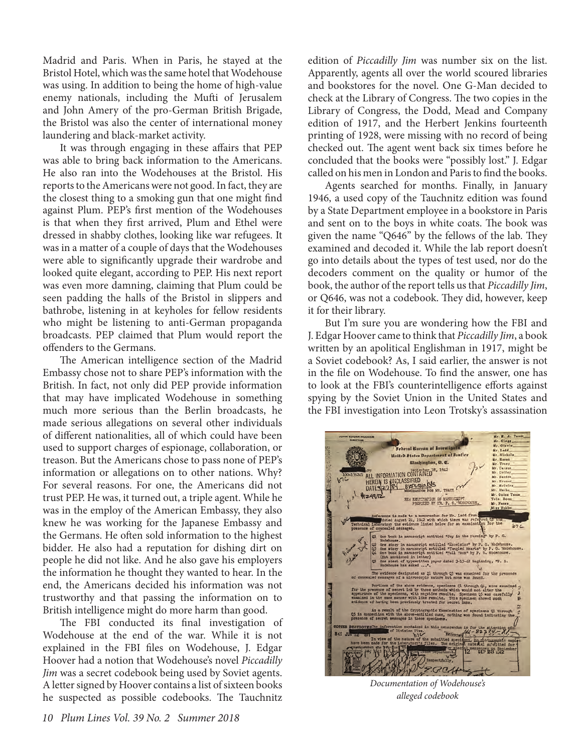Madrid and Paris. When in Paris, he stayed at the Bristol Hotel, which was the same hotel that Wodehouse was using. In addition to being the home of high-value enemy nationals, including the Mufti of Jerusalem and John Amery of the pro-German British Brigade, the Bristol was also the center of international money laundering and black-market activity.

It was through engaging in these affairs that PEP was able to bring back information to the Americans. He also ran into the Wodehouses at the Bristol. His reports to the Americans were not good. In fact, they are the closest thing to a smoking gun that one might find against Plum. PEP's first mention of the Wodehouses is that when they first arrived, Plum and Ethel were dressed in shabby clothes, looking like war refugees. It was in a matter of a couple of days that the Wodehouses were able to significantly upgrade their wardrobe and looked quite elegant, according to PEP. His next report was even more damning, claiming that Plum could be seen padding the halls of the Bristol in slippers and bathrobe, listening in at keyholes for fellow residents who might be listening to anti-German propaganda broadcasts. PEP claimed that Plum would report the offenders to the Germans.

The American intelligence section of the Madrid Embassy chose not to share PEP's information with the British. In fact, not only did PEP provide information that may have implicated Wodehouse in something much more serious than the Berlin broadcasts, he made serious allegations on several other individuals of different nationalities, all of which could have been used to support charges of espionage, collaboration, or treason. But the Americans chose to pass none of PEP's information or allegations on to other nations. Why? For several reasons. For one, the Americans did not trust PEP. He was, it turned out, a triple agent. While he was in the employ of the American Embassy, they also knew he was working for the Japanese Embassy and the Germans. He often sold information to the highest bidder. He also had a reputation for dishing dirt on people he did not like. And he also gave his employers the information he thought they wanted to hear. In the end, the Americans decided his information was not trustworthy and that passing the information on to British intelligence might do more harm than good.

The FBI conducted its final investigation of Wodehouse at the end of the war. While it is not explained in the FBI files on Wodehouse, J. Edgar Hoover had a notion that Wodehouse's novel *Piccadilly Jim* was a secret codebook being used by Soviet agents. A letter signed by Hoover contains a list of sixteen books he suspected as possible codebooks. The Tauchnitz edition of *Piccadilly Jim* was number six on the list. Apparently, agents all over the world scoured libraries and bookstores for the novel. One G-Man decided to check at the Library of Congress. The two copies in the Library of Congress, the Dodd, Mead and Company edition of 1917, and the Herbert Jenkins fourteenth printing of 1928, were missing with no record of being checked out. The agent went back six times before he concluded that the books were "possibly lost." J. Edgar called on his men in London and Paris to find the books.

Agents searched for months. Finally, in January 1946, a used copy of the Tauchnitz edition was found by a State Department employee in a bookstore in Paris and sent on to the boys in white coats. The book was given the name "Q646" by the fellows of the lab. They examined and decoded it. While the lab report doesn't go into details about the types of test used, nor do the decoders comment on the quality or humor of the book, the author of the report tells us that *Piccadilly Jim*, or Q646, was not a codebook. They did, however, keep it for their library.

But I'm sure you are wondering how the FBI and J. Edgar Hoover came to think that *Piccadilly Jim*, a book written by an apolitical Englishman in 1917, might be a Soviet codebook? As, I said earlier, the answer is not in the file on Wodehouse. To find the answer, one has to look at the FBI's counterintelligence efforts against spying by the Soviet Union in the United States and the FBI investigation into Leon Trotsky's assassination

*Documentation of Wodehouse's alleged codebook*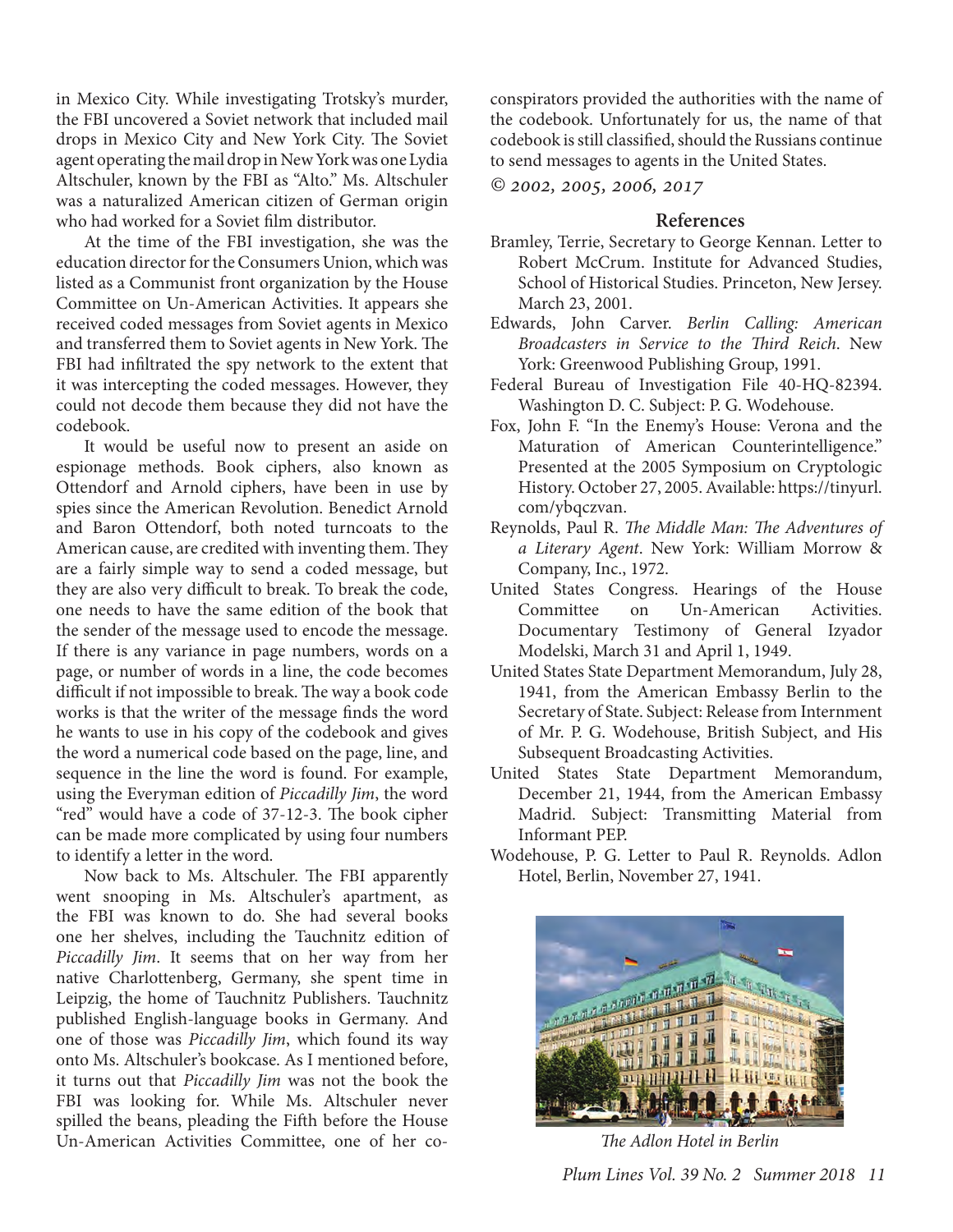in Mexico City. While investigating Trotsky's murder, the FBI uncovered a Soviet network that included mail drops in Mexico City and New York City. The Soviet agent operating the mail drop in New York was one Lydia Altschuler, known by the FBI as "Alto." Ms. Altschuler was a naturalized American citizen of German origin who had worked for a Soviet film distributor.

At the time of the FBI investigation, she was the education director for the Consumers Union, which was listed as a Communist front organization by the House Committee on Un-American Activities. It appears she received coded messages from Soviet agents in Mexico and transferred them to Soviet agents in New York. The FBI had infiltrated the spy network to the extent that it was intercepting the coded messages. However, they could not decode them because they did not have the codebook.

It would be useful now to present an aside on espionage methods. Book ciphers, also known as Ottendorf and Arnold ciphers, have been in use by spies since the American Revolution. Benedict Arnold and Baron Ottendorf, both noted turncoats to the American cause, are credited with inventing them. They are a fairly simple way to send a coded message, but they are also very difficult to break. To break the code, one needs to have the same edition of the book that the sender of the message used to encode the message. If there is any variance in page numbers, words on a page, or number of words in a line, the code becomes difficult if not impossible to break. The way a book code works is that the writer of the message finds the word he wants to use in his copy of the codebook and gives the word a numerical code based on the page, line, and sequence in the line the word is found. For example, using the Everyman edition of *Piccadilly Jim*, the word "red" would have a code of 37-12-3. The book cipher can be made more complicated by using four numbers to identify a letter in the word.

Now back to Ms. Altschuler. The FBI apparently went snooping in Ms. Altschuler's apartment, as the FBI was known to do. She had several books one her shelves, including the Tauchnitz edition of *Piccadilly Jim*. It seems that on her way from her native Charlottenberg, Germany, she spent time in Leipzig, the home of Tauchnitz Publishers. Tauchnitz published English-language books in Germany. And one of those was *Piccadilly Jim*, which found its way onto Ms. Altschuler's bookcase. As I mentioned before, it turns out that *Piccadilly Jim* was not the book the FBI was looking for. While Ms. Altschuler never spilled the beans, pleading the Fifth before the House Un-American Activities Committee, one of her co-conspirators provided the authorities with the name of the codebook. Unfortunately for us, the name of that codebook is still classified, should the Russians continue to send messages to agents in the United States.

*© 2002, 2005, 2006, 2017*

## References

Bramley, Terrie, Secretary to George Kennan. Letter to Robert McCrum. Institute for Advanced Studies, School of Historical Studies. Princeton, New Jersey. March 23, 2001.

Edwards, John Carver. *Berlin Calling: American Broadcasters in Service to the Third Reich*. New York: Greenwood Publishing Group, 1991.

Federal Bureau of Investigation File 40-HQ-82394. Washington D. C. Subject: P. G. Wodehouse.

Fox, John F. "In the Enemy's House: Verona and the Maturation of American Counterintelligence." Presented at the 2005 Symposium on Cryptologic History. October 27, 2005. Available: https://tinyurl.com/ybqczvan.

Reynolds, Paul R. *The Middle Man: The Adventures of a Literary Agent*. New York: William Morrow & Company, Inc., 1972.

United States Congress. Hearings of the House Committee on Un-American Activities. Documentary Testimony of General Izyador Modelski, March 31 and April 1, 1949.

United States State Department Memorandum, July 28, 1941, from the American Embassy Berlin to the Secretary of State. Subject: Release from Internment of Mr. P. G. Wodehouse, British Subject, and His Subsequent Broadcasting Activities.

United States State Department Memorandum, December 21, 1944, from the American Embassy Madrid. Subject: Transmitting Material from Informant PEP.

Wodehouse, P. G. Letter to Paul R. Reynolds. Adlon Hotel, Berlin, November 27, 1941.

*The Adlon Hotel in Berlin*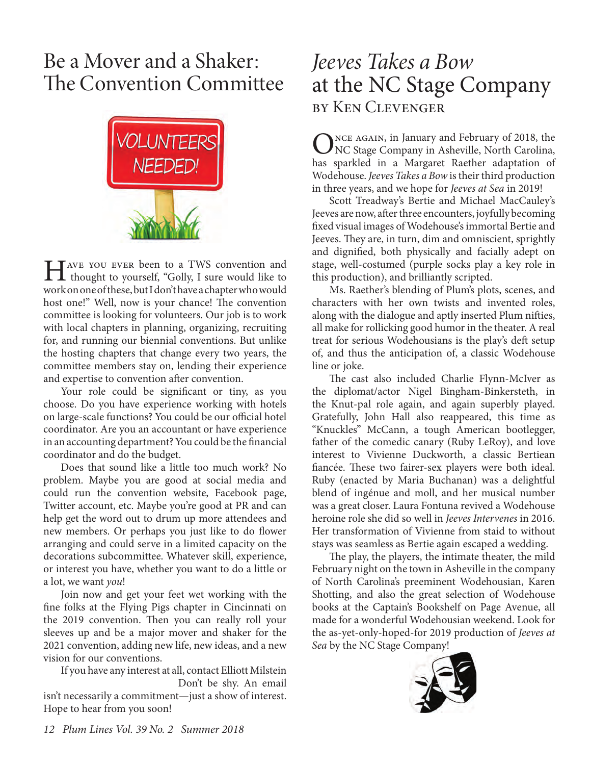# Be a Mover and a Shaker: The Convention Committee

Have you ever been to a TWS convention and thought to yourself, "Golly, I sure would like to work on one of these, but I don't have a chapter who would host one!" Well, now is your chance! The convention committee is looking for volunteers. Our job is to work with local chapters in planning, organizing, recruiting for, and running our biennial conventions. But unlike the hosting chapters that change every two years, the committee members stay on, lending their experience and expertise to convention after convention.

Your role could be significant or tiny, as you choose. Do you have experience working with hotels on large-scale functions? You could be our official hotel coordinator. Are you an accountant or have experience in an accounting department? You could be the financial coordinator and do the budget.

Does that sound like a little too much work? No problem. Maybe you are good at social media and could run the convention website, Facebook page, Twitter account, etc. Maybe you're good at PR and can help get the word out to drum up more attendees and new members. Or perhaps you just like to do flower arranging and could serve in a limited capacity on the decorations subcommittee. Whatever skill, experience, or interest you have, whether you want to do a little or a lot, we want *you*!

Join now and get your feet wet working with the fine folks at the Flying Pigs chapter in Cincinnati on the 2019 convention. Then you can really roll your sleeves up and be a major mover and shaker for the 2021 convention, adding new life, new ideas, and a new vision for our conventions.

If you have any interest at all, contact Elliott Milstein Don't be shy. An email isn't necessarily a commitment—just a show of interest. Hope to hear from you soon!

# *Jeeves Takes a Bow* at the NC Stage Company

### by Ken Clevenger

Once again, in January and February of 2018, the NC Stage Company in Asheville, North Carolina, has sparkled in a Margaret Raether adaptation of Wodehouse. *Jeeves Takes a Bow* is their third production in three years, and we hope for *Jeeves at Sea* in 2019!

Scott Treadway's Bertie and Michael MacCauley's Jeeves are now, after three encounters, joyfully becoming fixed visual images of Wodehouse's immortal Bertie and Jeeves. They are, in turn, dim and omniscient, sprightly and dignified, both physically and facially adept on stage, well-costumed (purple socks play a key role in this production), and brilliantly scripted.

Ms. Raether's blending of Plum's plots, scenes, and characters with her own twists and invented roles, along with the dialogue and aptly inserted Plum nifties, all make for rollicking good humor in the theater. A real treat for serious Wodehousians is the play's deft setup of, and thus the anticipation of, a classic Wodehouse line or joke.

The cast also included Charlie Flynn-McIver as the diplomat/actor Nigel Bingham-Binkersteth, in the Knut-pal role again, and again superbly played. Gratefully, John Hall also reappeared, this time as "Knuckles" McCann, a tough American bootlegger, father of the comedic canary (Ruby LeRoy), and love interest to Vivienne Duckworth, a classic Bertiean fiancée. These two fairer-sex players were both ideal. Ruby (enacted by Maria Buchanan) was a delightful blend of ingénue and moll, and her musical number was a great closer. Laura Fontuna revived a Wodehouse heroine role she did so well in *Jeeves Intervenes* in 2016. Her transformation of Vivienne from staid to without stays was seamless as Bertie again escaped a wedding.

The play, the players, the intimate theater, the mild February night on the town in Asheville in the company of North Carolina's preeminent Wodehousian, Karen Shotting, and also the great selection of Wodehouse books at the Captain's Bookshelf on Page Avenue, all made for a wonderful Wodehousian weekend. Look for the as-yet-only-hoped-for 2019 production of *Jeeves at Sea* by the NC Stage Company!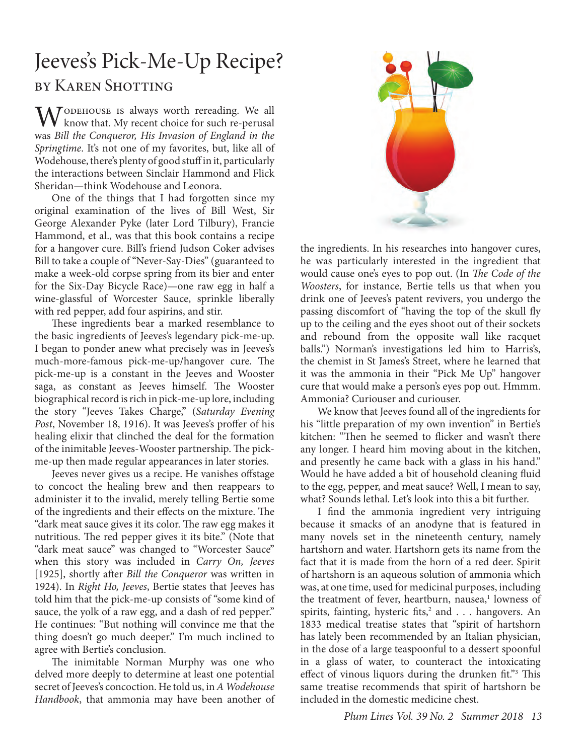# Jeeves's Pick-Me-Up Recipe?

## by Karen Shotting

Wodehouse is always worth rereading. We all know that. My recent choice for such re-perusal was *Bill the Conqueror, His Invasion of England in the Springtime*. It's not one of my favorites, but, like all of Wodehouse, there's plenty of good stuff in it, particularly the interactions between Sinclair Hammond and Flick Sheridan—think Wodehouse and Leonora.

One of the things that I had forgotten since my original examination of the lives of Bill West, Sir George Alexander Pyke (later Lord Tilbury), Francie Hammond, et al., was that this book contains a recipe for a hangover cure. Bill's friend Judson Coker advises Bill to take a couple of "Never-Say-Dies" (guaranteed to make a week-old corpse spring from its bier and enter for the Six-Day Bicycle Race)—one raw egg in half a wine-glassful of Worcester Sauce, sprinkle liberally with red pepper, add four aspirins, and stir.

These ingredients bear a marked resemblance to the basic ingredients of Jeeves's legendary pick-me-up. I began to ponder anew what precisely was in Jeeves's much-more-famous pick-me-up/hangover cure. The pick-me-up is a constant in the Jeeves and Wooster saga, as constant as Jeeves himself. The Wooster biographical record is rich in pick-me-up lore, including the story "Jeeves Takes Charge," (*Saturday Evening Post*, November 18, 1916). It was Jeeves's proffer of his healing elixir that clinched the deal for the formation of the inimitable Jeeves-Wooster partnership. The pick-me-up then made regular appearances in later stories.

Jeeves never gives us a recipe. He vanishes offstage to concoct the healing brew and then reappears to administer it to the invalid, merely telling Bertie some of the ingredients and their effects on the mixture. The "dark meat sauce gives it its color. The raw egg makes it nutritious. The red pepper gives it its bite." (Note that "dark meat sauce" was changed to "Worcester Sauce" when this story was included in *Carry On, Jeeves* [1925], shortly after *Bill the Conqueror* was written in 1924). In *Right Ho, Jeeves*, Bertie states that Jeeves has told him that the pick-me-up consists of "some kind of sauce, the yolk of a raw egg, and a dash of red pepper." He continues: "But nothing will convince me that the thing doesn't go much deeper." I'm much inclined to agree with Bertie's conclusion.

The inimitable Norman Murphy was one who delved more deeply to determine at least one potential secret of Jeeves's concoction. He told us, in *A Wodehouse Handbook*, that ammonia may have been another of the ingredients. In his researches into hangover cures, he was particularly interested in the ingredient that would cause one's eyes to pop out. (In *The Code of the Woosters*, for instance, Bertie tells us that when you drink one of Jeeves's patent revivers, you undergo the passing discomfort of "having the top of the skull fly up to the ceiling and the eyes shoot out of their sockets and rebound from the opposite wall like racquet balls.") Norman's investigations led him to Harris's, the chemist in St James's Street, where he learned that it was the ammonia in their "Pick Me Up" hangover cure that would make a person's eyes pop out. Hmmm. Ammonia? Curiouser and curiouser.

We know that Jeeves found all of the ingredients for his "little preparation of my own invention" in Bertie's kitchen: "Then he seemed to flicker and wasn't there any longer. I heard him moving about in the kitchen, and presently he came back with a glass in his hand." Would he have added a bit of household cleaning fluid to the egg, pepper, and meat sauce? Well, I mean to say, what? Sounds lethal. Let's look into this a bit further.

I find the ammonia ingredient very intriguing because it smacks of an anodyne that is featured in many novels set in the nineteenth century, namely hartshorn and water. Hartshorn gets its name from the fact that it is made from the horn of a red deer. Spirit of hartshorn is an aqueous solution of ammonia which was, at one time, used for medicinal purposes, including the treatment of fever, heartburn, nausea,[1] lowness of spirits, fainting, hysteric fits,[2] and . . . hangovers. An 1833 medical treatise states that "spirit of hartshorn has lately been recommended by an Italian physician, in the dose of a large teaspoonful to a dessert spoonful in a glass of water, to counteract the intoxicating effect of vinous liquors during the drunken fit."[3] This same treatise recommends that spirit of hartshorn be included in the domestic medicine chest.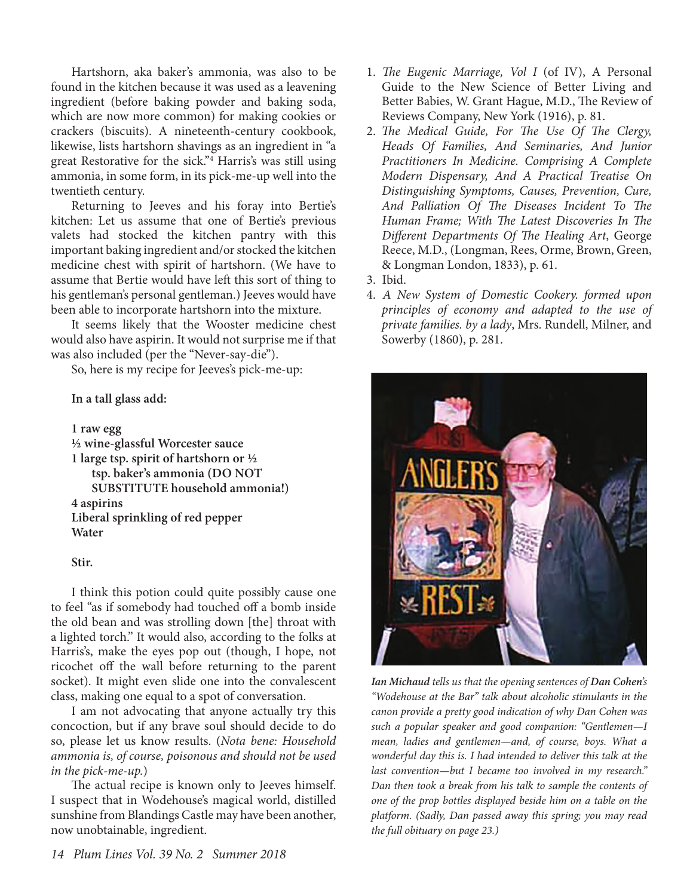Hartshorn, aka baker's ammonia, was also to be found in the kitchen because it was used as a leavening ingredient (before baking powder and baking soda, which are now more common) for making cookies or crackers (biscuits). A nineteenth-century cookbook, likewise, lists hartshorn shavings as an ingredient in "a great Restorative for the sick."[4] Harris's was still using ammonia, in some form, in its pick-me-up well into the twentieth century.

Returning to Jeeves and his foray into Bertie's kitchen: Let us assume that one of Bertie's previous valets had stocked the kitchen pantry with this important baking ingredient and/or stocked the kitchen medicine chest with spirit of hartshorn. (We have to assume that Bertie would have left this sort of thing to his gentleman's personal gentleman.) Jeeves would have been able to incorporate hartshorn into the mixture.

It seems likely that the Wooster medicine chest would also have aspirin. It would not surprise me if that was also included (per the "Never-say-die").

So, here is my recipe for Jeeves's pick-me-up:

**In a tall glass add:**

**1 raw egg**
**½ wine-glassful Worcester sauce**
**1 large tsp. spirit of hartshorn or ½ tsp. baker's ammonia (DO NOT SUBSTITUTE household ammonia!)**
**4 aspirins**
**Liberal sprinkling of red pepper**
**Water**

**Stir.**

I think this potion could quite possibly cause one to feel "as if somebody had touched off a bomb inside the old bean and was strolling down [the] throat with a lighted torch." It would also, according to the folks at Harris's, make the eyes pop out (though, I hope, not ricochet off the wall before returning to the parent socket). It might even slide one into the convalescent class, making one equal to a spot of conversation.

I am not advocating that anyone actually try this concoction, but if any brave soul should decide to do so, please let us know results. (*Nota bene: Household ammonia is, of course, poisonous and should not be used in the pick-me-up.*)

The actual recipe is known only to Jeeves himself. I suspect that in Wodehouse's magical world, distilled sunshine from Blandings Castle may have been another, now unobtainable, ingredient.

1. *The Eugenic Marriage, Vol I* (of IV), A Personal Guide to the New Science of Better Living and Better Babies, W. Grant Hague, M.D., The Review of Reviews Company, New York (1916), p. 81.
2. *The Medical Guide, For The Use Of The Clergy, Heads Of Families, And Seminaries, And Junior Practitioners In Medicine. Comprising A Complete Modern Dispensary, And A Practical Treatise On Distinguishing Symptoms, Causes, Prevention, Cure, And Palliation Of The Diseases Incident To The Human Frame; With The Latest Discoveries In The Different Departments Of The Healing Art*, George Reece, M.D., (Longman, Rees, Orme, Brown, Green, & Longman London, 1833), p. 61.
3. Ibid.
4. *A New System of Domestic Cookery. formed upon principles of economy and adapted to the use of private families. by a lady*, Mrs. Rundell, Milner, and Sowerby (1860), p. 281.

***Ian Michaud** tells us that the opening sentences of **Dan Cohen**'s "Wodehouse at the Bar" talk about alcoholic stimulants in the canon provide a pretty good indication of why Dan Cohen was such a popular speaker and good companion: "Gentlemen—I mean, ladies and gentlemen—and, of course, boys. What a wonderful day this is. I had intended to deliver this talk at the last convention—but I became too involved in my research." Dan then took a break from his talk to sample the contents of one of the prop bottles displayed beside him on a table on the platform. (Sadly, Dan passed away this spring; you may read the full obituary on page 23.)*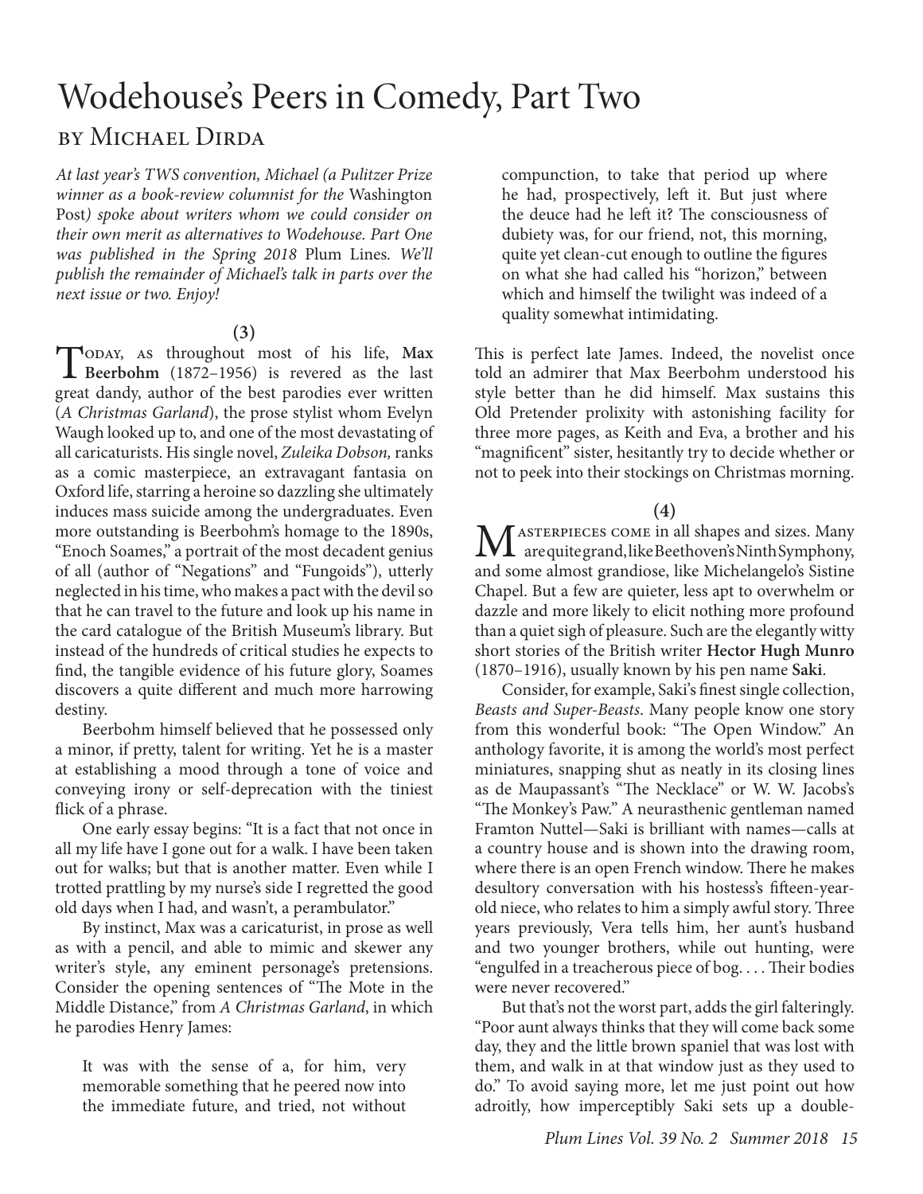# Wodehouse's Peers in Comedy, Part Two

## by Michael Dirda

*At last year's TWS convention, Michael (a Pulitzer Prize winner as a book-review columnist for the* Washington Post*) spoke about writers whom we could consider on their own merit as alternatives to Wodehouse. Part One was published in the Spring 2018* Plum Lines*. We'll publish the remainder of Michael's talk in parts over the next issue or two. Enjoy!*

(3)

Today, as throughout most of his life, **Max Beerbohm** (1872–1956) is revered as the last great dandy, author of the best parodies ever written (*A Christmas Garland*), the prose stylist whom Evelyn Waugh looked up to, and one of the most devastating of all caricaturists. His single novel, *Zuleika Dobson,* ranks as a comic masterpiece, an extravagant fantasia on Oxford life, starring a heroine so dazzling she ultimately induces mass suicide among the undergraduates. Even more outstanding is Beerbohm's homage to the 1890s, "Enoch Soames," a portrait of the most decadent genius of all (author of "Negations" and "Fungoids"), utterly neglected in his time, who makes a pact with the devil so that he can travel to the future and look up his name in the card catalogue of the British Museum's library. But instead of the hundreds of critical studies he expects to find, the tangible evidence of his future glory, Soames discovers a quite different and much more harrowing destiny.

Beerbohm himself believed that he possessed only a minor, if pretty, talent for writing. Yet he is a master at establishing a mood through a tone of voice and conveying irony or self-deprecation with the tiniest flick of a phrase.

One early essay begins: "It is a fact that not once in all my life have I gone out for a walk. I have been taken out for walks; but that is another matter. Even while I trotted prattling by my nurse's side I regretted the good old days when I had, and wasn't, a perambulator."

By instinct, Max was a caricaturist, in prose as well as with a pencil, and able to mimic and skewer any writer's style, any eminent personage's pretensions. Consider the opening sentences of "The Mote in the Middle Distance," from *A Christmas Garland*, in which he parodies Henry James:

> It was with the sense of a, for him, very memorable something that he peered now into the immediate future, and tried, not without compunction, to take that period up where he had, prospectively, left it. But just where the deuce had he left it? The consciousness of dubiety was, for our friend, not, this morning, quite yet clean-cut enough to outline the figures on what she had called his "horizon," between which and himself the twilight was indeed of a quality somewhat intimidating.

This is perfect late James. Indeed, the novelist once told an admirer that Max Beerbohm understood his style better than he did himself. Max sustains this Old Pretender prolixity with astonishing facility for three more pages, as Keith and Eva, a brother and his "magnificent" sister, hesitantly try to decide whether or not to peek into their stockings on Christmas morning.

(4)

Masterpieces come in all shapes and sizes. Many are quite grand, like Beethoven's Ninth Symphony, and some almost grandiose, like Michelangelo's Sistine Chapel. But a few are quieter, less apt to overwhelm or dazzle and more likely to elicit nothing more profound than a quiet sigh of pleasure. Such are the elegantly witty short stories of the British writer **Hector Hugh Munro** (1870–1916), usually known by his pen name **Saki**.

Consider, for example, Saki's finest single collection, *Beasts and Super-Beasts*. Many people know one story from this wonderful book: "The Open Window." An anthology favorite, it is among the world's most perfect miniatures, snapping shut as neatly in its closing lines as de Maupassant's "The Necklace" or W. W. Jacobs's "The Monkey's Paw." A neurasthenic gentleman named Framton Nuttel—Saki is brilliant with names—calls at a country house and is shown into the drawing room, where there is an open French window. There he makes desultory conversation with his hostess's fifteen-year-old niece, who relates to him a simply awful story. Three years previously, Vera tells him, her aunt's husband and two younger brothers, while out hunting, were "engulfed in a treacherous piece of bog. . . . Their bodies were never recovered."

But that's not the worst part, adds the girl falteringly. "Poor aunt always thinks that they will come back some day, they and the little brown spaniel that was lost with them, and walk in at that window just as they used to do." To avoid saying more, let me just point out how adroitly, how imperceptibly Saki sets up a double-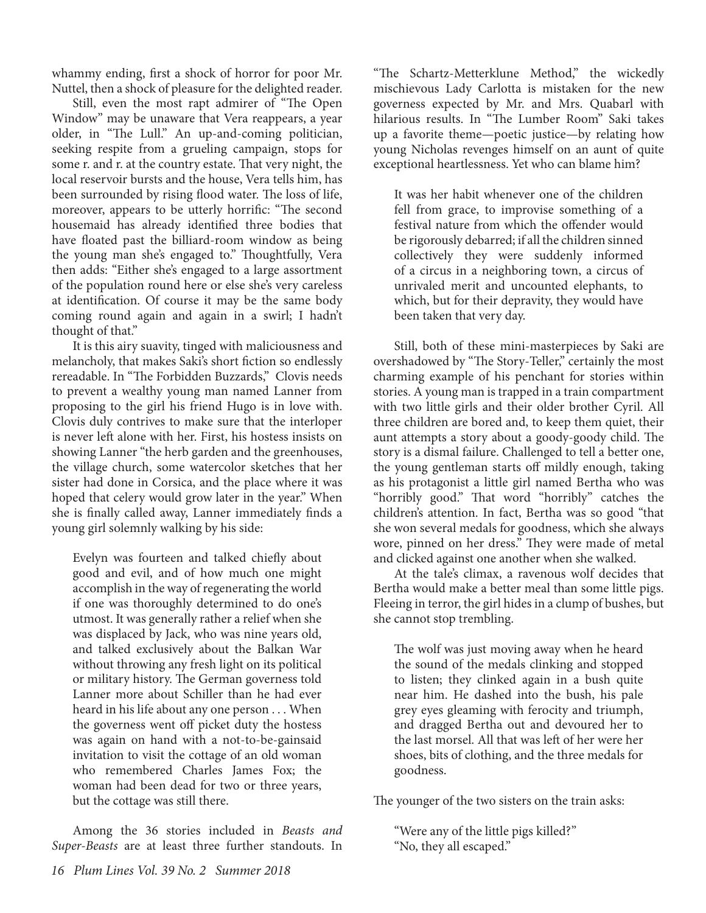whammy ending, first a shock of horror for poor Mr. Nuttel, then a shock of pleasure for the delighted reader.

Still, even the most rapt admirer of "The Open Window" may be unaware that Vera reappears, a year older, in "The Lull." An up-and-coming politician, seeking respite from a grueling campaign, stops for some r. and r. at the country estate. That very night, the local reservoir bursts and the house, Vera tells him, has been surrounded by rising flood water. The loss of life, moreover, appears to be utterly horrific: "The second housemaid has already identified three bodies that have floated past the billiard-room window as being the young man she's engaged to." Thoughtfully, Vera then adds: "Either she's engaged to a large assortment of the population round here or else she's very careless at identification. Of course it may be the same body coming round again and again in a swirl; I hadn't thought of that."

It is this airy suavity, tinged with maliciousness and melancholy, that makes Saki's short fiction so endlessly rereadable. In "The Forbidden Buzzards," Clovis needs to prevent a wealthy young man named Lanner from proposing to the girl his friend Hugo is in love with. Clovis duly contrives to make sure that the interloper is never left alone with her. First, his hostess insists on showing Lanner "the herb garden and the greenhouses, the village church, some watercolor sketches that her sister had done in Corsica, and the place where it was hoped that celery would grow later in the year." When she is finally called away, Lanner immediately finds a young girl solemnly walking by his side:

> Evelyn was fourteen and talked chiefly about good and evil, and of how much one might accomplish in the way of regenerating the world if one was thoroughly determined to do one's utmost. It was generally rather a relief when she was displaced by Jack, who was nine years old, and talked exclusively about the Balkan War without throwing any fresh light on its political or military history. The German governess told Lanner more about Schiller than he had ever heard in his life about any one person . . . When the governess went off picket duty the hostess was again on hand with a not-to-be-gainsaid invitation to visit the cottage of an old woman who remembered Charles James Fox; the woman had been dead for two or three years, but the cottage was still there.

Among the 36 stories included in *Beasts and Super-Beasts* are at least three further standouts. In "The Schartz-Metterklune Method," the wickedly mischievous Lady Carlotta is mistaken for the new governess expected by Mr. and Mrs. Quabarl with hilarious results. In "The Lumber Room" Saki takes up a favorite theme—poetic justice—by relating how young Nicholas revenges himself on an aunt of quite exceptional heartlessness. Yet who can blame him?

> It was her habit whenever one of the children fell from grace, to improvise something of a festival nature from which the offender would be rigorously debarred; if all the children sinned collectively they were suddenly informed of a circus in a neighboring town, a circus of unrivaled merit and uncounted elephants, to which, but for their depravity, they would have been taken that very day.

Still, both of these mini-masterpieces by Saki are overshadowed by "The Story-Teller," certainly the most charming example of his penchant for stories within stories. A young man is trapped in a train compartment with two little girls and their older brother Cyril. All three children are bored and, to keep them quiet, their aunt attempts a story about a goody-goody child. The story is a dismal failure. Challenged to tell a better one, the young gentleman starts off mildly enough, taking as his protagonist a little girl named Bertha who was "horribly good." That word "horribly" catches the children's attention. In fact, Bertha was so good "that she won several medals for goodness, which she always wore, pinned on her dress." They were made of metal and clicked against one another when she walked.

At the tale's climax, a ravenous wolf decides that Bertha would make a better meal than some little pigs. Fleeing in terror, the girl hides in a clump of bushes, but she cannot stop trembling.

> The wolf was just moving away when he heard the sound of the medals clinking and stopped to listen; they clinked again in a bush quite near him. He dashed into the bush, his pale grey eyes gleaming with ferocity and triumph, and dragged Bertha out and devoured her to the last morsel. All that was left of her were her shoes, bits of clothing, and the three medals for goodness.

The younger of the two sisters on the train asks:

> "Were any of the little pigs killed?"
> "No, they all escaped."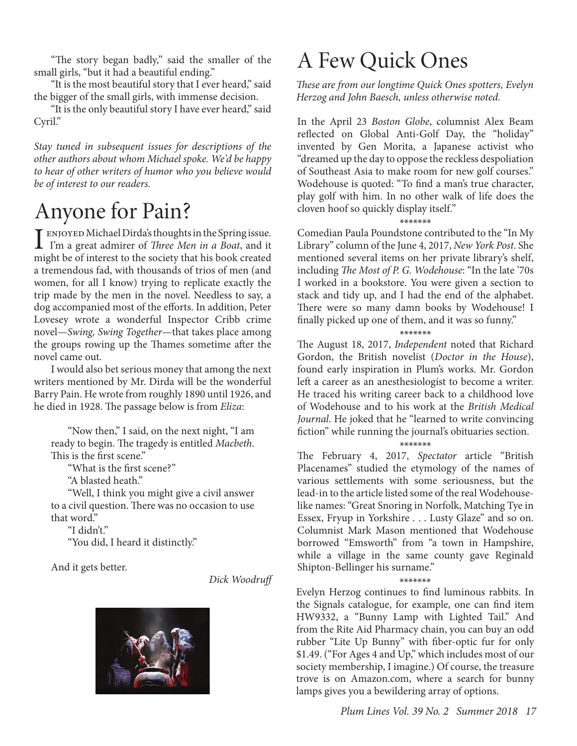"The story began badly," said the smaller of the small girls, "but it had a beautiful ending."

"It is the most beautiful story that I ever heard," said the bigger of the small girls, with immense decision.

"It is the only beautiful story I have ever heard," said Cyril."

*Stay tuned in subsequent issues for descriptions of the other authors about whom Michael spoke. We'd be happy to hear of other writers of humor who you believe would be of interest to our readers.*

# Anyone for Pain?

I ENJOYED Michael Dirda's thoughts in the Spring issue. I'm a great admirer of *Three Men in a Boat*, and it might be of interest to the society that his book created a tremendous fad, with thousands of trios of men (and women, for all I know) trying to replicate exactly the trip made by the men in the novel. Needless to say, a dog accompanied most of the efforts. In addition, Peter Lovesey wrote a wonderful Inspector Cribb crime novel—*Swing, Swing Together*—that takes place among the groups rowing up the Thames sometime after the novel came out.

I would also bet serious money that among the next writers mentioned by Mr. Dirda will be the wonderful Barry Pain. He wrote from roughly 1890 until 1926, and he died in 1928. The passage below is from *Eliza*:

> "Now then," I said, on the next night, "I am ready to begin. The tragedy is entitled *Macbeth*. This is the first scene."
>
> "What is the first scene?"
>
> "A blasted heath."
>
> "Well, I think you might give a civil answer to a civil question. There was no occasion to use that word."
>
> "I didn't."
>
> "You did, I heard it distinctly."

And it gets better.

*Dick Woodruff*

# A Few Quick Ones

*These are from our longtime Quick Ones spotters, Evelyn Herzog and John Baesch, unless otherwise noted.*

In the April 23 *Boston Globe*, columnist Alex Beam reflected on Global Anti-Golf Day, the "holiday" invented by Gen Morita, a Japanese activist who "dreamed up the day to oppose the reckless despoliation of Southeast Asia to make room for new golf courses." Wodehouse is quoted: "To find a man's true character, play golf with him. In no other walk of life does the cloven hoof so quickly display itself."

\*\*\*\*\*\*\*

Comedian Paula Poundstone contributed to the "In My Library" column of the June 4, 2017, *New York Post*. She mentioned several items on her private library's shelf, including *The Most of P. G. Wodehouse*: "In the late '70s I worked in a bookstore. You were given a section to stack and tidy up, and I had the end of the alphabet. There were so many damn books by Wodehouse! I finally picked up one of them, and it was so funny."

\*\*\*\*\*\*\*

The August 18, 2017, *Independent* noted that Richard Gordon, the British novelist (*Doctor in the House*), found early inspiration in Plum's works. Mr. Gordon left a career as an anesthesiologist to become a writer. He traced his writing career back to a childhood love of Wodehouse and to his work at the *British Medical Journal*. He joked that he "learned to write convincing fiction" while running the journal's obituaries section.

\*\*\*\*\*\*\*

The February 4, 2017, *Spectator* article "British Placenames" studied the etymology of the names of various settlements with some seriousness, but the lead-in to the article listed some of the real Wodehouse-like names: "Great Snoring in Norfolk, Matching Tye in Essex, Fryup in Yorkshire . . . Lusty Glaze" and so on. Columnist Mark Mason mentioned that Wodehouse borrowed "Emsworth" from "a town in Hampshire, while a village in the same county gave Reginald Shipton-Bellinger his surname."

\*\*\*\*\*\*\*

Evelyn Herzog continues to find luminous rabbits. In the Signals catalogue, for example, one can find item HW9332, a "Bunny Lamp with Lighted Tail." And from the Rite Aid Pharmacy chain, you can buy an odd rubber "Lite Up Bunny" with fiber-optic fur for only $1.49. ("For Ages 4 and Up," which includes most of our society membership, I imagine.) Of course, the treasure trove is on Amazon.com, where a search for bunny lamps gives you a bewildering array of options.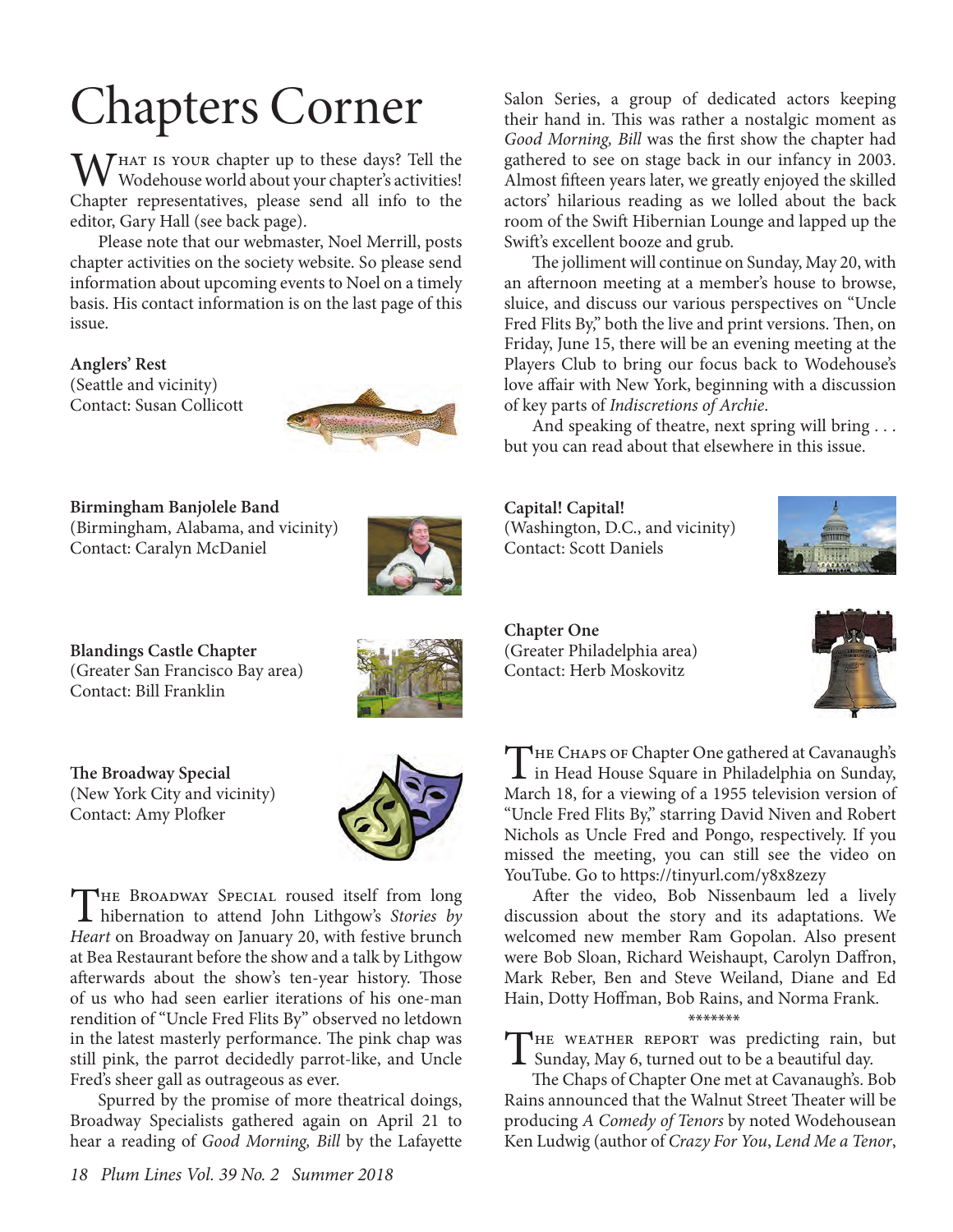# Chapters Corner

What is your chapter up to these days? Tell the Wodehouse world about your chapter's activities! Chapter representatives, please send all info to the editor, Gary Hall (see back page).

Please note that our webmaster, Noel Merrill, posts chapter activities on the society website. So please send information about upcoming events to Noel on a timely basis. His contact information is on the last page of this issue.

**Anglers' Rest**
(Seattle and vicinity)
Contact: Susan Collicott

**Birmingham Banjolele Band**
(Birmingham, Alabama, and vicinity)
Contact: Caralyn McDaniel

**Blandings Castle Chapter**
(Greater San Francisco Bay area)
Contact: Bill Franklin

**The Broadway Special**
(New York City and vicinity)
Contact: Amy Plofker

The Broadway Special roused itself from long hibernation to attend John Lithgow's *Stories by Heart* on Broadway on January 20, with festive brunch at Bea Restaurant before the show and a talk by Lithgow afterwards about the show's ten-year history. Those of us who had seen earlier iterations of his one-man rendition of "Uncle Fred Flits By" observed no letdown in the latest masterly performance. The pink chap was still pink, the parrot decidedly parrot-like, and Uncle Fred's sheer gall as outrageous as ever.

Spurred by the promise of more theatrical doings, Broadway Specialists gathered again on April 21 to hear a reading of *Good Morning, Bill* by the Lafayette Salon Series, a group of dedicated actors keeping their hand in. This was rather a nostalgic moment as *Good Morning, Bill* was the first show the chapter had gathered to see on stage back in our infancy in 2003. Almost fifteen years later, we greatly enjoyed the skilled actors' hilarious reading as we lolled about the back room of the Swift Hibernian Lounge and lapped up the Swift's excellent booze and grub.

The jolliment will continue on Sunday, May 20, with an afternoon meeting at a member's house to browse, sluice, and discuss our various perspectives on "Uncle Fred Flits By," both the live and print versions. Then, on Friday, June 15, there will be an evening meeting at the Players Club to bring our focus back to Wodehouse's love affair with New York, beginning with a discussion of key parts of *Indiscretions of Archie*.

And speaking of theatre, next spring will bring . . . but you can read about that elsewhere in this issue.

**Capital! Capital!**
(Washington, D.C., and vicinity)
Contact: Scott Daniels

**Chapter One**
(Greater Philadelphia area)
Contact: Herb Moskovitz

The Chaps of Chapter One gathered at Cavanaugh's in Head House Square in Philadelphia on Sunday, March 18, for a viewing of a 1955 television version of "Uncle Fred Flits By," starring David Niven and Robert Nichols as Uncle Fred and Pongo, respectively. If you missed the meeting, you can still see the video on YouTube. Go to https://tinyurl.com/y8x8zezy

After the video, Bob Nissenbaum led a lively discussion about the story and its adaptations. We welcomed new member Ram Gopolan. Also present were Bob Sloan, Richard Weishaupt, Carolyn Daffron, Mark Reber, Ben and Steve Weiland, Diane and Ed Hain, Dotty Hoffman, Bob Rains, and Norma Frank.

\*\*\*\*\*\*\*

The weather report was predicting rain, but Sunday, May 6, turned out to be a beautiful day.

The Chaps of Chapter One met at Cavanaugh's. Bob Rains announced that the Walnut Street Theater will be producing *A Comedy of Tenors* by noted Wodehousean Ken Ludwig (author of *Crazy For You*, *Lend Me a Tenor*,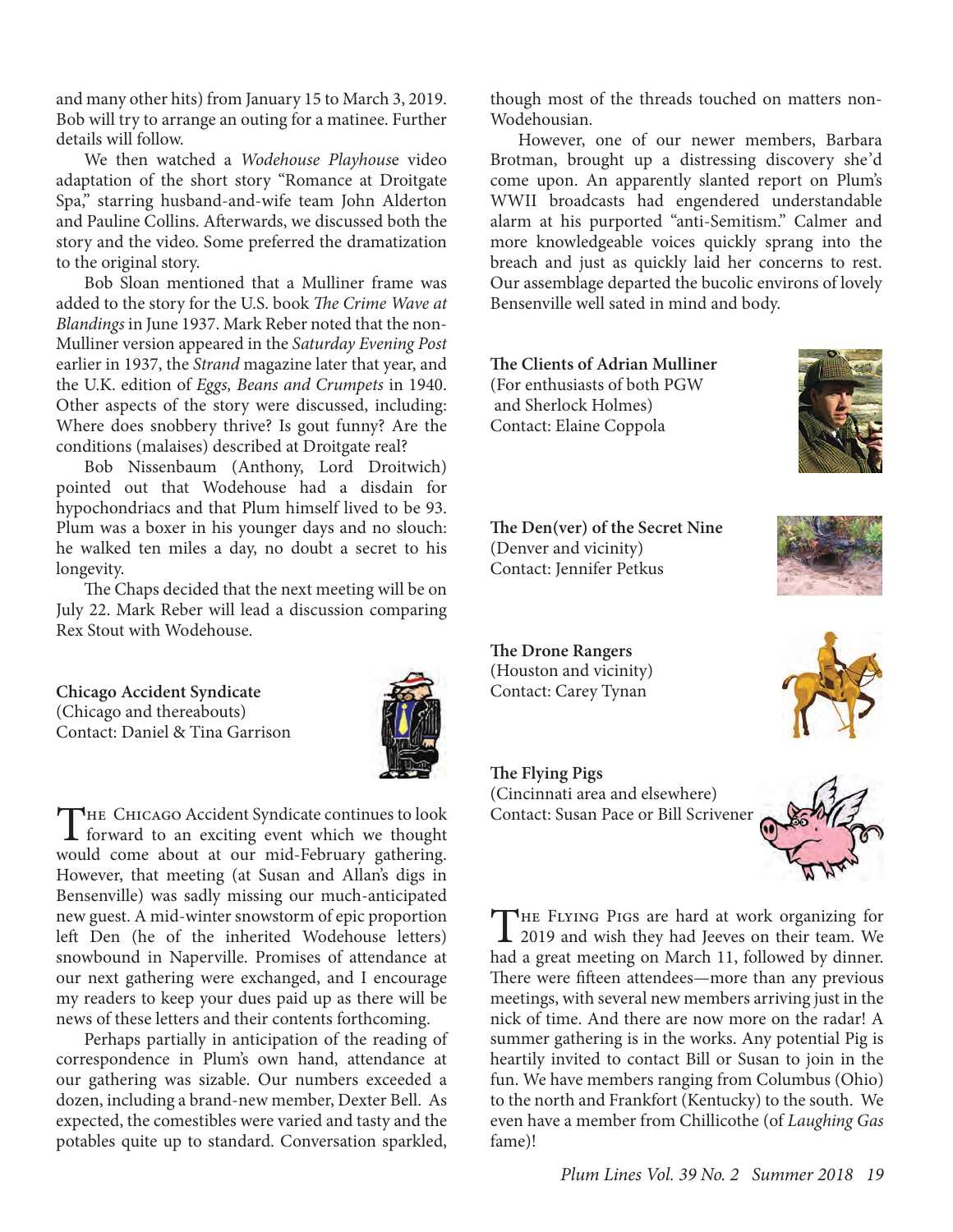and many other hits) from January 15 to March 3, 2019. Bob will try to arrange an outing for a matinee. Further details will follow.

We then watched a *Wodehouse Playhouse* video adaptation of the short story "Romance at Droitgate Spa," starring husband-and-wife team John Alderton and Pauline Collins. Afterwards, we discussed both the story and the video. Some preferred the dramatization to the original story.

Bob Sloan mentioned that a Mulliner frame was added to the story for the U.S. book *The Crime Wave at Blandings* in June 1937. Mark Reber noted that the non-Mulliner version appeared in the *Saturday Evening Post* earlier in 1937, the *Strand* magazine later that year, and the U.K. edition of *Eggs, Beans and Crumpets* in 1940. Other aspects of the story were discussed, including: Where does snobbery thrive? Is gout funny? Are the conditions (malaises) described at Droitgate real?

Bob Nissenbaum (Anthony, Lord Droitwich) pointed out that Wodehouse had a disdain for hypochondriacs and that Plum himself lived to be 93. Plum was a boxer in his younger days and no slouch: he walked ten miles a day, no doubt a secret to his longevity.

The Chaps decided that the next meeting will be on July 22. Mark Reber will lead a discussion comparing Rex Stout with Wodehouse.

**Chicago Accident Syndicate**
(Chicago and thereabouts)
Contact: Daniel & Tina Garrison

The Chicago Accident Syndicate continues to look forward to an exciting event which we thought would come about at our mid-February gathering. However, that meeting (at Susan and Allan's digs in Bensenville) was sadly missing our much-anticipated new guest. A mid-winter snowstorm of epic proportion left Den (he of the inherited Wodehouse letters) snowbound in Naperville. Promises of attendance at our next gathering were exchanged, and I encourage my readers to keep your dues paid up as there will be news of these letters and their contents forthcoming.

Perhaps partially in anticipation of the reading of correspondence in Plum's own hand, attendance at our gathering was sizable. Our numbers exceeded a dozen, including a brand-new member, Dexter Bell. As expected, the comestibles were varied and tasty and the potables quite up to standard. Conversation sparkled, though most of the threads touched on matters non-Wodehousian.

However, one of our newer members, Barbara Brotman, brought up a distressing discovery she'd come upon. An apparently slanted report on Plum's WWII broadcasts had engendered understandable alarm at his purported "anti-Semitism." Calmer and more knowledgeable voices quickly sprang into the breach and just as quickly laid her concerns to rest. Our assemblage departed the bucolic environs of lovely Bensenville well sated in mind and body.

**The Clients of Adrian Mulliner**
(For enthusiasts of both PGW and Sherlock Holmes)
Contact: Elaine Coppola

**The Den(ver) of the Secret Nine**
(Denver and vicinity)
Contact: Jennifer Petkus

**The Drone Rangers**
(Houston and vicinity)
Contact: Carey Tynan

**The Flying Pigs**
(Cincinnati area and elsewhere)
Contact: Susan Pace or Bill Scrivener

The Flying Pigs are hard at work organizing for 2019 and wish they had Jeeves on their team. We had a great meeting on March 11, followed by dinner. There were fifteen attendees—more than any previous meetings, with several new members arriving just in the nick of time. And there are now more on the radar! A summer gathering is in the works. Any potential Pig is heartily invited to contact Bill or Susan to join in the fun. We have members ranging from Columbus (Ohio) to the north and Frankfort (Kentucky) to the south. We even have a member from Chillicothe (of *Laughing Gas* fame)!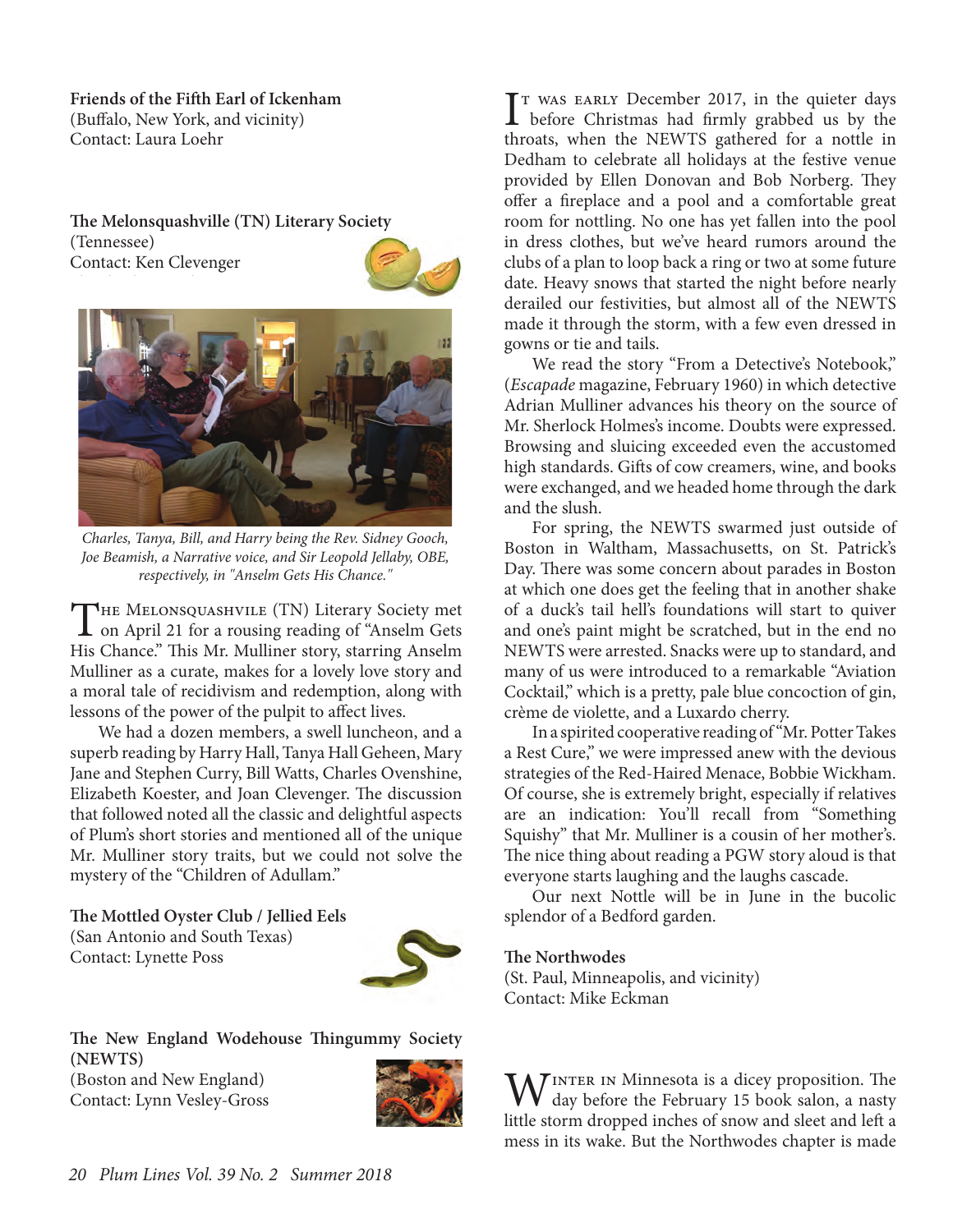**Friends of the Fifth Earl of Ickenham**
(Buffalo, New York, and vicinity)
Contact: Laura Loehr

**The Melonsquashville (TN) Literary Society**
(Tennessee)
Contact: Ken Clevenger

*Charles, Tanya, Bill, and Harry being the Rev. Sidney Gooch, Joe Beamish, a Narrative voice, and Sir Leopold Jellaby, OBE, respectively, in "Anselm Gets His Chance."*

The Melonsquashvile (TN) Literary Society met on April 21 for a rousing reading of "Anselm Gets His Chance." This Mr. Mulliner story, starring Anselm Mulliner as a curate, makes for a lovely love story and a moral tale of recidivism and redemption, along with lessons of the power of the pulpit to affect lives.

We had a dozen members, a swell luncheon, and a superb reading by Harry Hall, Tanya Hall Geheen, Mary Jane and Stephen Curry, Bill Watts, Charles Ovenshine, Elizabeth Koester, and Joan Clevenger. The discussion that followed noted all the classic and delightful aspects of Plum's short stories and mentioned all of the unique Mr. Mulliner story traits, but we could not solve the mystery of the "Children of Adullam."

**The Mottled Oyster Club / Jellied Eels**
(San Antonio and South Texas)
Contact: Lynette Poss

**The New England Wodehouse Thingummy Society (NEWTS)**
(Boston and New England)
Contact: Lynn Vesley-Gross

It was early December 2017, in the quieter days before Christmas had firmly grabbed us by the throats, when the NEWTS gathered for a nottle in Dedham to celebrate all holidays at the festive venue provided by Ellen Donovan and Bob Norberg. They offer a fireplace and a pool and a comfortable great room for nottling. No one has yet fallen into the pool in dress clothes, but we've heard rumors around the clubs of a plan to loop back a ring or two at some future date. Heavy snows that started the night before nearly derailed our festivities, but almost all of the NEWTS made it through the storm, with a few even dressed in gowns or tie and tails.

We read the story "From a Detective's Notebook," (*Escapade* magazine, February 1960) in which detective Adrian Mulliner advances his theory on the source of Mr. Sherlock Holmes's income. Doubts were expressed. Browsing and sluicing exceeded even the accustomed high standards. Gifts of cow creamers, wine, and books were exchanged, and we headed home through the dark and the slush.

For spring, the NEWTS swarmed just outside of Boston in Waltham, Massachusetts, on St. Patrick's Day. There was some concern about parades in Boston at which one does get the feeling that in another shake of a duck's tail hell's foundations will start to quiver and one's paint might be scratched, but in the end no NEWTS were arrested. Snacks were up to standard, and many of us were introduced to a remarkable "Aviation Cocktail," which is a pretty, pale blue concoction of gin, crème de violette, and a Luxardo cherry.

In a spirited cooperative reading of "Mr. Potter Takes a Rest Cure," we were impressed anew with the devious strategies of the Red-Haired Menace, Bobbie Wickham. Of course, she is extremely bright, especially if relatives are an indication: You'll recall from "Something Squishy" that Mr. Mulliner is a cousin of her mother's. The nice thing about reading a PGW story aloud is that everyone starts laughing and the laughs cascade.

Our next Nottle will be in June in the bucolic splendor of a Bedford garden.

**The Northwodes**
(St. Paul, Minneapolis, and vicinity)
Contact: Mike Eckman

Winter in Minnesota is a dicey proposition. The day before the February 15 book salon, a nasty little storm dropped inches of snow and sleet and left a mess in its wake. But the Northwodes chapter is made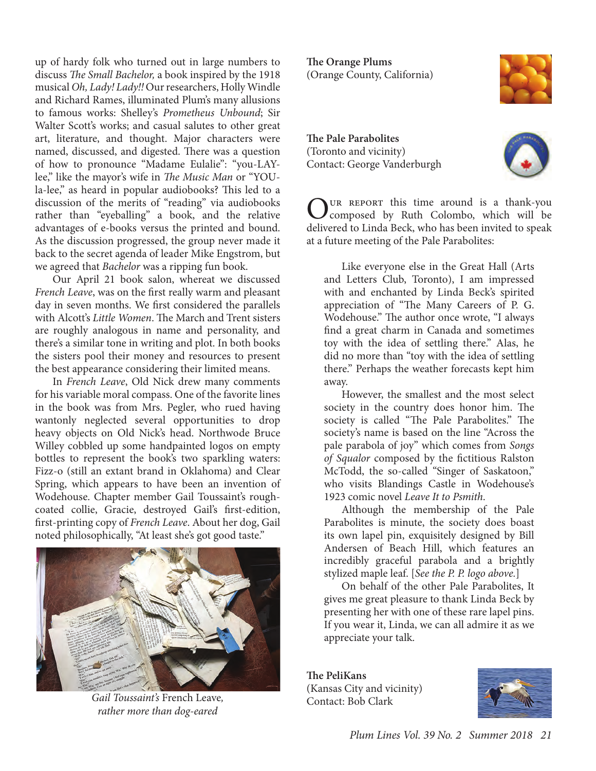up of hardy folk who turned out in large numbers to discuss *The Small Bachelor,* a book inspired by the 1918 musical *Oh, Lady! Lady!!* Our researchers, Holly Windle and Richard Rames, illuminated Plum's many allusions to famous works: Shelley's *Prometheus Unbound*; Sir Walter Scott's works; and casual salutes to other great art, literature, and thought. Major characters were named, discussed, and digested. There was a question of how to pronounce "Madame Eulalie": "you-LAY-lee," like the mayor's wife in *The Music Man* or "YOU-la-lee," as heard in popular audiobooks? This led to a discussion of the merits of "reading" via audiobooks rather than "eyeballing" a book, and the relative advantages of e-books versus the printed and bound. As the discussion progressed, the group never made it back to the secret agenda of leader Mike Engstrom, but we agreed that *Bachelor* was a ripping fun book.

Our April 21 book salon, whereat we discussed *French Leave*, was on the first really warm and pleasant day in seven months. We first considered the parallels with Alcott's *Little Women*. The March and Trent sisters are roughly analogous in name and personality, and there's a similar tone in writing and plot. In both books the sisters pool their money and resources to present the best appearance considering their limited means.

In *French Leave*, Old Nick drew many comments for his variable moral compass. One of the favorite lines in the book was from Mrs. Pegler, who rued having wantonly neglected several opportunities to drop heavy objects on Old Nick's head. Northwode Bruce Willey cobbled up some handpainted logos on empty bottles to represent the book's two sparkling waters: Fizz-o (still an extant brand in Oklahoma) and Clear Spring, which appears to have been an invention of Wodehouse. Chapter member Gail Toussaint's rough-coated collie, Gracie, destroyed Gail's first-edition, first-printing copy of *French Leave*. About her dog, Gail noted philosophically, "At least she's got good taste."

*Gail Toussaint's* French Leave*, rather more than dog-eared*

**The Orange Plums**
(Orange County, California)

**The Pale Parabolites**
(Toronto and vicinity)
Contact: George Vanderburgh

Our report this time around is a thank-you composed by Ruth Colombo, which will be delivered to Linda Beck, who has been invited to speak at a future meeting of the Pale Parabolites:

> Like everyone else in the Great Hall (Arts and Letters Club, Toronto), I am impressed with and enchanted by Linda Beck's spirited appreciation of "The Many Careers of P. G. Wodehouse." The author once wrote, "I always find a great charm in Canada and sometimes toy with the idea of settling there." Alas, he did no more than "toy with the idea of settling there." Perhaps the weather forecasts kept him away.
>
> However, the smallest and the most select society in the country does honor him. The society is called "The Pale Parabolites." The society's name is based on the line "Across the pale parabola of joy" which comes from *Songs of Squalor* composed by the fictitious Ralston McTodd, the so-called "Singer of Saskatoon," who visits Blandings Castle in Wodehouse's 1923 comic novel *Leave It to Psmith*.
>
> Although the membership of the Pale Parabolites is minute, the society does boast its own lapel pin, exquisitely designed by Bill Andersen of Beach Hill, which features an incredibly graceful parabola and a brightly stylized maple leaf. [*See the P. P. logo above.*]
>
> On behalf of the other Pale Parabolites, It gives me great pleasure to thank Linda Beck by presenting her with one of these rare lapel pins. If you wear it, Linda, we can all admire it as we appreciate your talk.

**The PeliKans**
(Kansas City and vicinity)
Contact: Bob Clark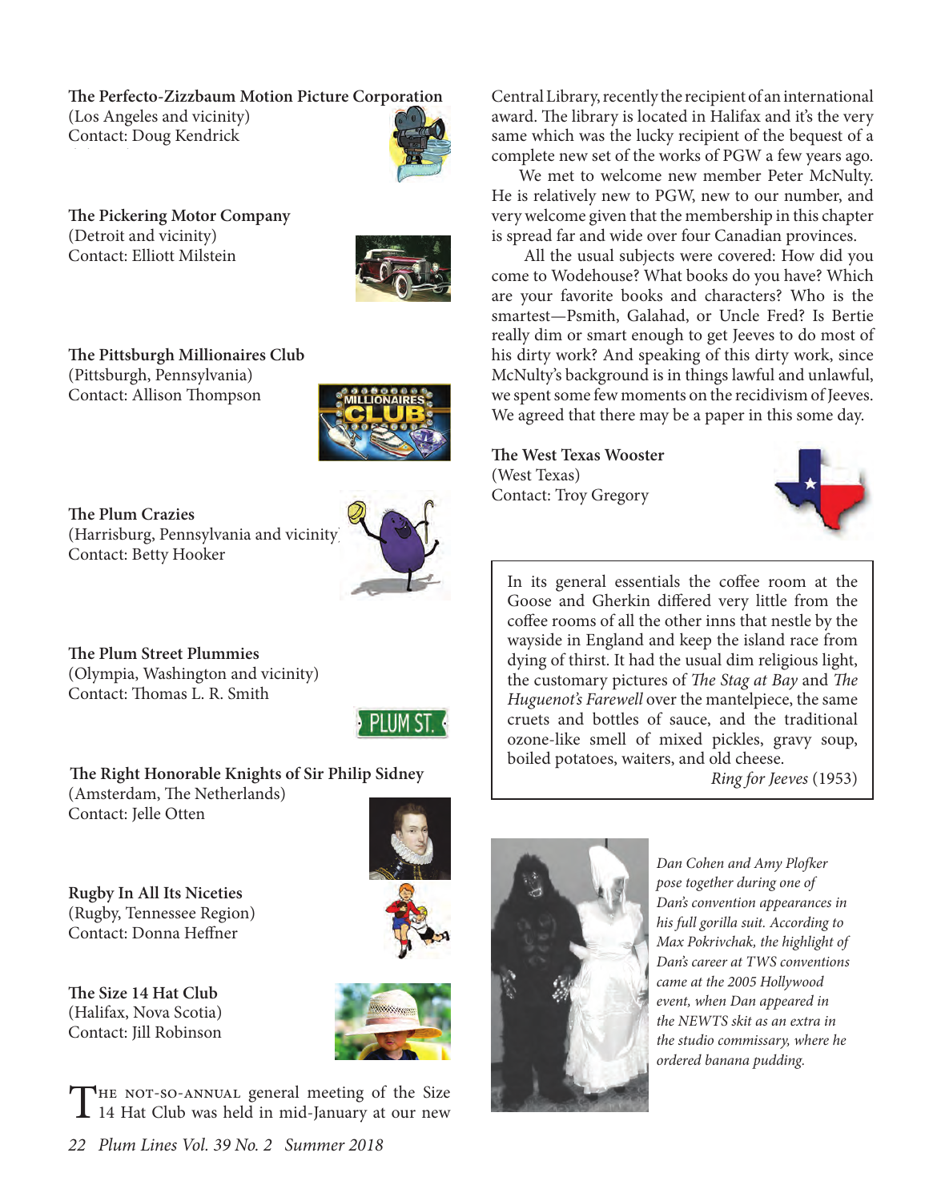**The Perfecto-Zizzbaum Motion Picture Corporation**
(Los Angeles and vicinity)
Contact: Doug Kendrick

**The Pickering Motor Company**
(Detroit and vicinity)
Contact: Elliott Milstein

**The Pittsburgh Millionaires Club**
(Pittsburgh, Pennsylvania)
Contact: Allison Thompson

**The Plum Crazies**
(Harrisburg, Pennsylvania and vicinity)
Contact: Betty Hooker

**The Plum Street Plummies**
(Olympia, Washington and vicinity)
Contact: Thomas L. R. Smith

**The Right Honorable Knights of Sir Philip Sidney**
(Amsterdam, The Netherlands)
Contact: Jelle Otten

**Rugby In All Its Niceties**
(Rugby, Tennessee Region)
Contact: Donna Heffner

**The Size 14 Hat Club**
(Halifax, Nova Scotia)
Contact: Jill Robinson

The not-so-annual general meeting of the Size 14 Hat Club was held in mid-January at our new Central Library, recently the recipient of an international award. The library is located in Halifax and it's the very same which was the lucky recipient of the bequest of a complete new set of the works of PGW a few years ago.

We met to welcome new member Peter McNulty. He is relatively new to PGW, new to our number, and very welcome given that the membership in this chapter is spread far and wide over four Canadian provinces.

All the usual subjects were covered: How did you come to Wodehouse? What books do you have? Which are your favorite books and characters? Who is the smartest—Psmith, Galahad, or Uncle Fred? Is Bertie really dim or smart enough to get Jeeves to do most of his dirty work? And speaking of this dirty work, since McNulty's background is in things lawful and unlawful, we spent some few moments on the recidivism of Jeeves. We agreed that there may be a paper in this some day.

**The West Texas Wooster**
(West Texas)
Contact: Troy Gregory

> In its general essentials the coffee room at the Goose and Gherkin differed very little from the coffee rooms of all the other inns that nestle by the wayside in England and keep the island race from dying of thirst. It had the usual dim religious light, the customary pictures of *The Stag at Bay* and *The Huguenot's Farewell* over the mantelpiece, the same cruets and bottles of sauce, and the traditional ozone-like smell of mixed pickles, gravy soup, boiled potatoes, waiters, and old cheese.
>
> *Ring for Jeeves* (1953)

*Dan Cohen and Amy Plofker pose together during one of Dan's convention appearances in his full gorilla suit. According to Max Pokrivchak, the highlight of Dan's career at TWS conventions came at the 2005 Hollywood event, when Dan appeared in the NEWTS skit as an extra in the studio commissary, where he ordered banana pudding.*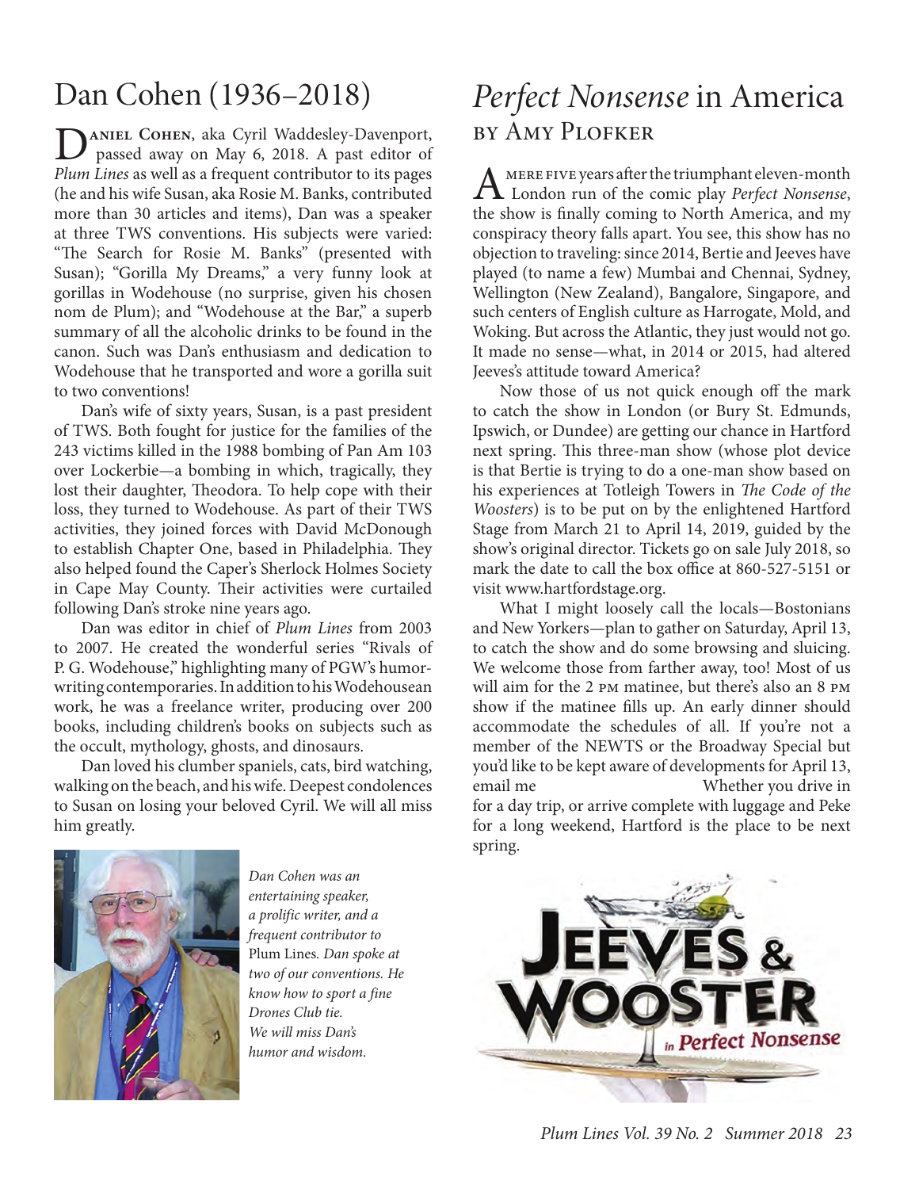# Dan Cohen (1936–2018)

**Daniel Cohen**, aka Cyril Waddesley-Davenport, passed away on May 6, 2018. A past editor of *Plum Lines* as well as a frequent contributor to its pages (he and his wife Susan, aka Rosie M. Banks, contributed more than 30 articles and items), Dan was a speaker at three TWS conventions. His subjects were varied: "The Search for Rosie M. Banks" (presented with Susan); "Gorilla My Dreams," a very funny look at gorillas in Wodehouse (no surprise, given his chosen nom de Plum); and "Wodehouse at the Bar," a superb summary of all the alcoholic drinks to be found in the canon. Such was Dan's enthusiasm and dedication to Wodehouse that he transported and wore a gorilla suit to two conventions!

Dan's wife of sixty years, Susan, is a past president of TWS. Both fought for justice for the families of the 243 victims killed in the 1988 bombing of Pan Am 103 over Lockerbie—a bombing in which, tragically, they lost their daughter, Theodora. To help cope with their loss, they turned to Wodehouse. As part of their TWS activities, they joined forces with David McDonough to establish Chapter One, based in Philadelphia. They also helped found the Caper's Sherlock Holmes Society in Cape May County. Their activities were curtailed following Dan's stroke nine years ago.

Dan was editor in chief of *Plum Lines* from 2003 to 2007. He created the wonderful series "Rivals of P. G. Wodehouse," highlighting many of PGW's humor-writing contemporaries. In addition to his Wodehousean work, he was a freelance writer, producing over 200 books, including children's books on subjects such as the occult, mythology, ghosts, and dinosaurs.

Dan loved his clumber spaniels, cats, bird watching, walking on the beach, and his wife. Deepest condolences to Susan on losing your beloved Cyril. We will all miss him greatly.

*Dan Cohen was an entertaining speaker, a prolific writer, and a frequent contributor to* Plum Lines. *Dan spoke at two of our conventions. He know how to sport a fine Drones Club tie. We will miss Dan's humor and wisdom.*

# *Perfect Nonsense* in America

## by Amy Plofker

A mere five years after the triumphant eleven-month London run of the comic play *Perfect Nonsense*, the show is finally coming to North America, and my conspiracy theory falls apart. You see, this show has no objection to traveling: since 2014, Bertie and Jeeves have played (to name a few) Mumbai and Chennai, Sydney, Wellington (New Zealand), Bangalore, Singapore, and such centers of English culture as Harrogate, Mold, and Woking. But across the Atlantic, they just would not go. It made no sense—what, in 2014 or 2015, had altered Jeeves's attitude toward America?

Now those of us not quick enough off the mark to catch the show in London (or Bury St. Edmunds, Ipswich, or Dundee) are getting our chance in Hartford next spring. This three-man show (whose plot device is that Bertie is trying to do a one-man show based on his experiences at Totleigh Towers in *The Code of the Woosters*) is to be put on by the enlightened Hartford Stage from March 21 to April 14, 2019, guided by the show's original director. Tickets go on sale July 2018, so mark the date to call the box office at 860-527-5151 or visit www.hartfordstage.org.

What I might loosely call the locals—Bostonians and New Yorkers—plan to gather on Saturday, April 13, to catch the show and do some browsing and sluicing. We welcome those from farther away, too! Most of us will aim for the 2 PM matinee, but there's also an 8 PM show if the matinee fills up. An early dinner should accommodate the schedules of all. If you're not a member of the NEWTS or the Broadway Special but you'd like to be kept aware of developments for April 13, email me Whether you drive in for a day trip, or arrive complete with luggage and Peke for a long weekend, Hartford is the place to be next spring.

JEEVES & WOOSTER *in Perfect Nonsense*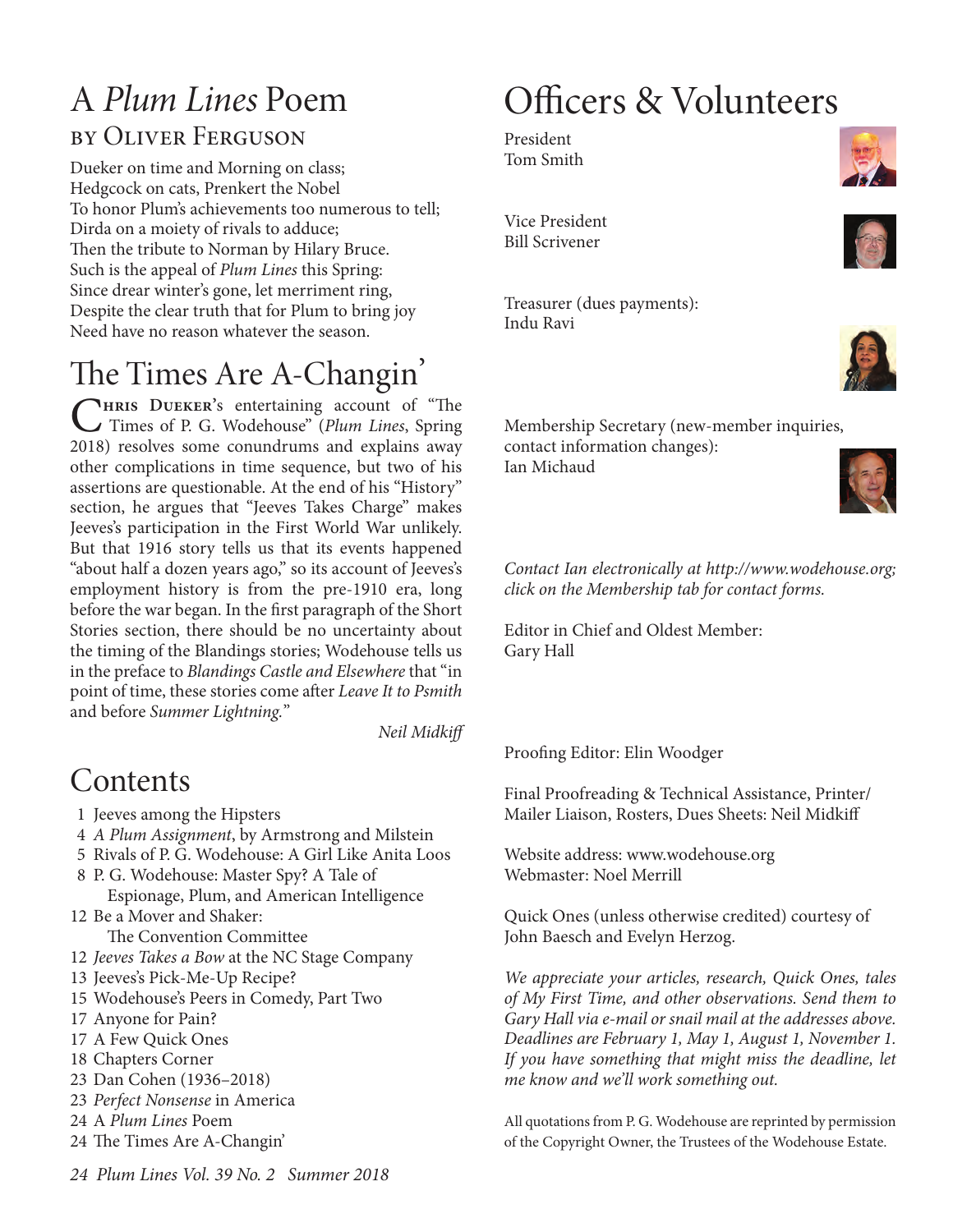# A *Plum Lines* Poem

## by Oliver Ferguson

Dueker on time and Morning on class;
Hedgcock on cats, Prenkert the Nobel
To honor Plum's achievements too numerous to tell;
Dirda on a moiety of rivals to adduce;
Then the tribute to Norman by Hilary Bruce.
Such is the appeal of *Plum Lines* this Spring:
Since drear winter's gone, let merriment ring,
Despite the clear truth that for Plum to bring joy
Need have no reason whatever the season.

# The Times Are A-Changin'

**Chris Dueker**'s entertaining account of "The Times of P. G. Wodehouse" (*Plum Lines*, Spring 2018) resolves some conundrums and explains away other complications in time sequence, but two of his assertions are questionable. At the end of his "History" section, he argues that "Jeeves Takes Charge" makes Jeeves's participation in the First World War unlikely. But that 1916 story tells us that its events happened "about half a dozen years ago," so its account of Jeeves's employment history is from the pre-1910 era, long before the war began. In the first paragraph of the Short Stories section, there should be no uncertainty about the timing of the Blandings stories; Wodehouse tells us in the preface to *Blandings Castle and Elsewhere* that "in point of time, these stories come after *Leave It to Psmith* and before *Summer Lightning*."

*Neil Midkiff*

# Contents

1 Jeeves among the Hipsters
4 *A Plum Assignment*, by Armstrong and Milstein
5 Rivals of P. G. Wodehouse: A Girl Like Anita Loos
8 P. G. Wodehouse: Master Spy? A Tale of Espionage, Plum, and American Intelligence
12 Be a Mover and Shaker: The Convention Committee
12 *Jeeves Takes a Bow* at the NC Stage Company
13 Jeeves's Pick-Me-Up Recipe?
15 Wodehouse's Peers in Comedy, Part Two
17 Anyone for Pain?
17 A Few Quick Ones
18 Chapters Corner
23 Dan Cohen (1936–2018)
23 *Perfect Nonsense* in America
24 A *Plum Lines* Poem
24 The Times Are A-Changin'

# Officers & Volunteers

President
Tom Smith

Vice President
Bill Scrivener

Treasurer (dues payments):
Indu Ravi

Membership Secretary (new-member inquiries, contact information changes):
Ian Michaud

*Contact Ian electronically at http://www.wodehouse.org; click on the Membership tab for contact forms.*

Editor in Chief and Oldest Member:
Gary Hall

Proofing Editor: Elin Woodger

Final Proofreading & Technical Assistance, Printer/Mailer Liaison, Rosters, Dues Sheets: Neil Midkiff

Website address: www.wodehouse.org
Webmaster: Noel Merrill

Quick Ones (unless otherwise credited) courtesy of John Baesch and Evelyn Herzog.

*We appreciate your articles, research, Quick Ones, tales of My First Time, and other observations. Send them to Gary Hall via e-mail or snail mail at the addresses above. Deadlines are February 1, May 1, August 1, November 1. If you have something that might miss the deadline, let me know and we'll work something out.*

All quotations from P. G. Wodehouse are reprinted by permission of the Copyright Owner, the Trustees of the Wodehouse Estate.